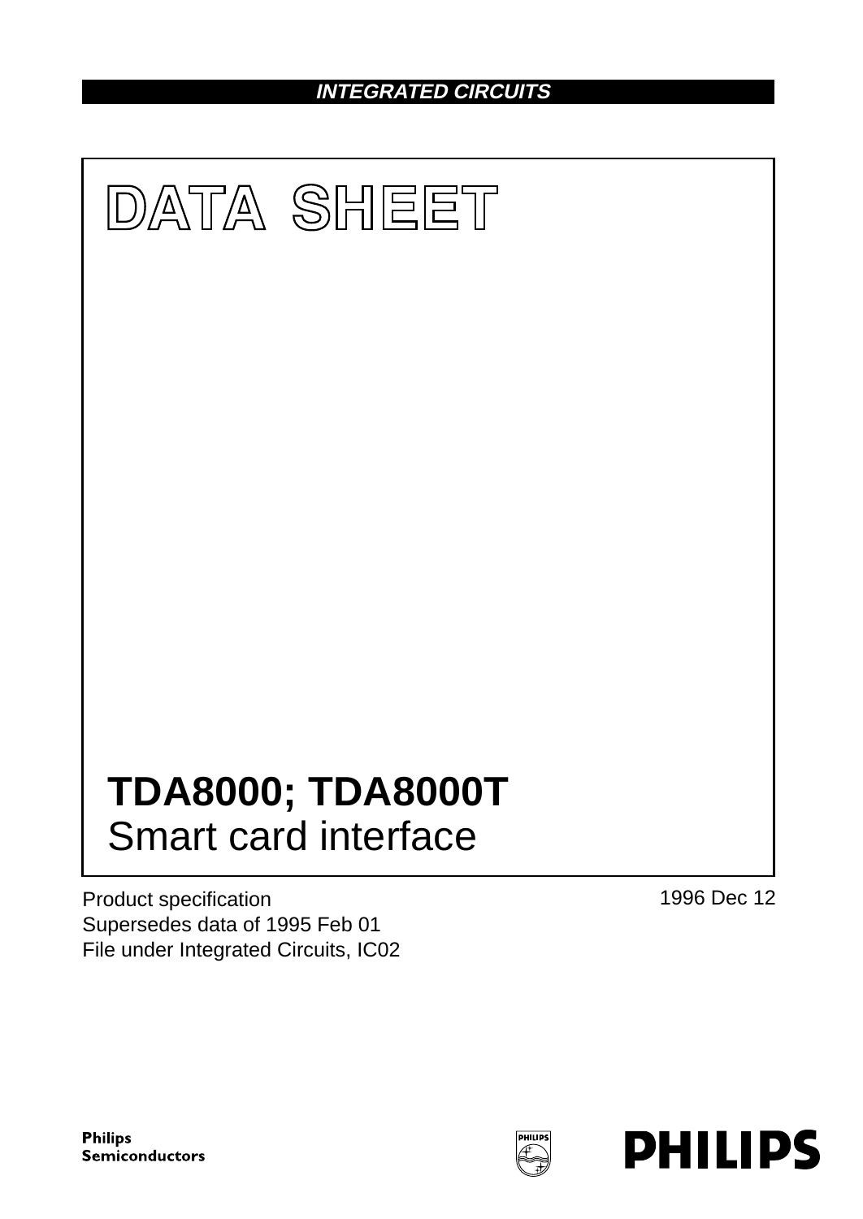**INTEGRATED CIRCUITS**

# DATA SHEET

# TDA8000; TDA8000T
## Smart card interface

Product specification
Supersedes data of 1995 Feb 01
File under Integrated Circuits, IC02

1996 Dec 12

Philips Semiconductors

PHILIPS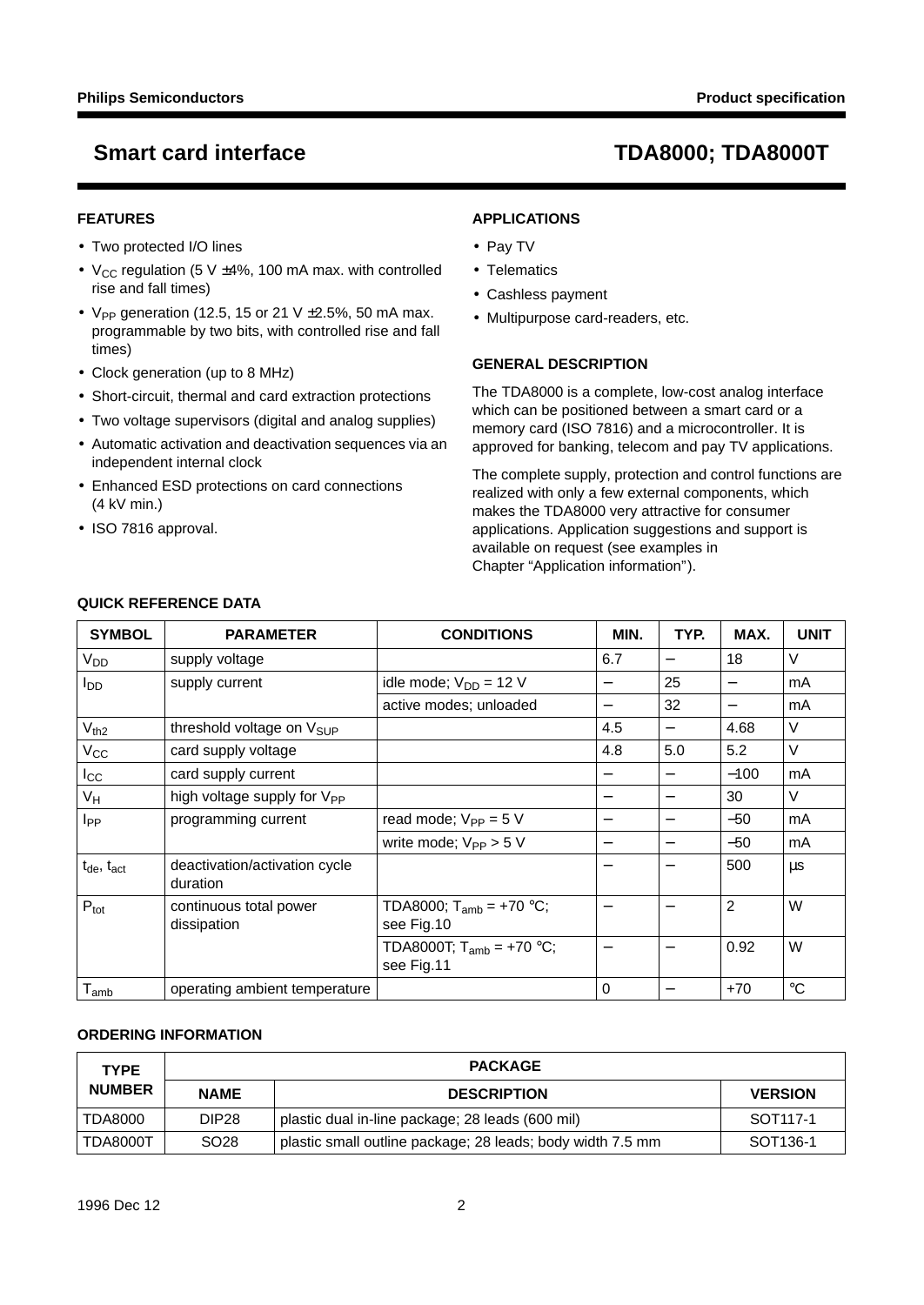## FEATURES

- Two protected I/O lines
- $V_{CC}$ regulation (5 V ±4%, 100 mA max. with controlled rise and fall times)
- $V_{PP}$ generation (12.5, 15 or 21 V ±2.5%, 50 mA max. programmable by two bits, with controlled rise and fall times)
- Clock generation (up to 8 MHz)
- Short-circuit, thermal and card extraction protections
- Two voltage supervisors (digital and analog supplies)
- Automatic activation and deactivation sequences via an independent internal clock
- Enhanced ESD protections on card connections (4 kV min.)
- ISO 7816 approval.

## APPLICATIONS

- Pay TV
- Telematics
- Cashless payment
- Multipurpose card-readers, etc.

## GENERAL DESCRIPTION

The TDA8000 is a complete, low-cost analog interface which can be positioned between a smart card or a memory card (ISO 7816) and a microcontroller. It is approved for banking, telecom and pay TV applications.

The complete supply, protection and control functions are realized with only a few external components, which makes the TDA8000 very attractive for consumer applications. Application suggestions and support is available on request (see examples in Chapter “Application information”).

## QUICK REFERENCE DATA

| SYMBOL | PARAMETER | CONDITIONS | MIN. | TYP. | MAX. | UNIT |
|---|---|---|---|---|---|---|
| $V_{DD}$ | supply voltage | | 6.7 | − | 18 | V |
| $I_{DD}$ | supply current | idle mode; $V_{DD}$ = 12 V | − | 25 | − | mA |
| | | active modes; unloaded | − | 32 | − | mA |
| $V_{th2}$ | threshold voltage on $V_{SUP}$ | | 4.5 | − | 4.68 | V |
| $V_{CC}$ | card supply voltage | | 4.8 | 5.0 | 5.2 | V |
| $I_{CC}$ | card supply current | | − | − | −100 | mA |
| $V_H$ | high voltage supply for $V_{PP}$ | | − | − | 30 | V |
| $I_{PP}$ | programming current | read mode; $V_{PP}$ = 5 V | − | − | −50 | mA |
| | | write mode; $V_{PP}$ > 5 V | − | − | −50 | mA |
| $t_{de}$, $t_{act}$ | deactivation/activation cycle duration | | − | − | 500 | µs |
| $P_{tot}$ | continuous total power dissipation | TDA8000; $T_{amb}$ = +70 °C; see Fig.10 | − | − | 2 | W |
| | | TDA8000T; $T_{amb}$ = +70 °C; see Fig.11 | − | − | 0.92 | W |
| $T_{amb}$ | operating ambient temperature | | 0 | − | +70 | °C |

## ORDERING INFORMATION

| TYPE NUMBER | PACKAGE | | |
|---|---|---|---|
| | NAME | DESCRIPTION | VERSION |
| TDA8000 | DIP28 | plastic dual in-line package; 28 leads (600 mil) | SOT117-1 |
| TDA8000T | SO28 | plastic small outline package; 28 leads; body width 7.5 mm | SOT136-1 |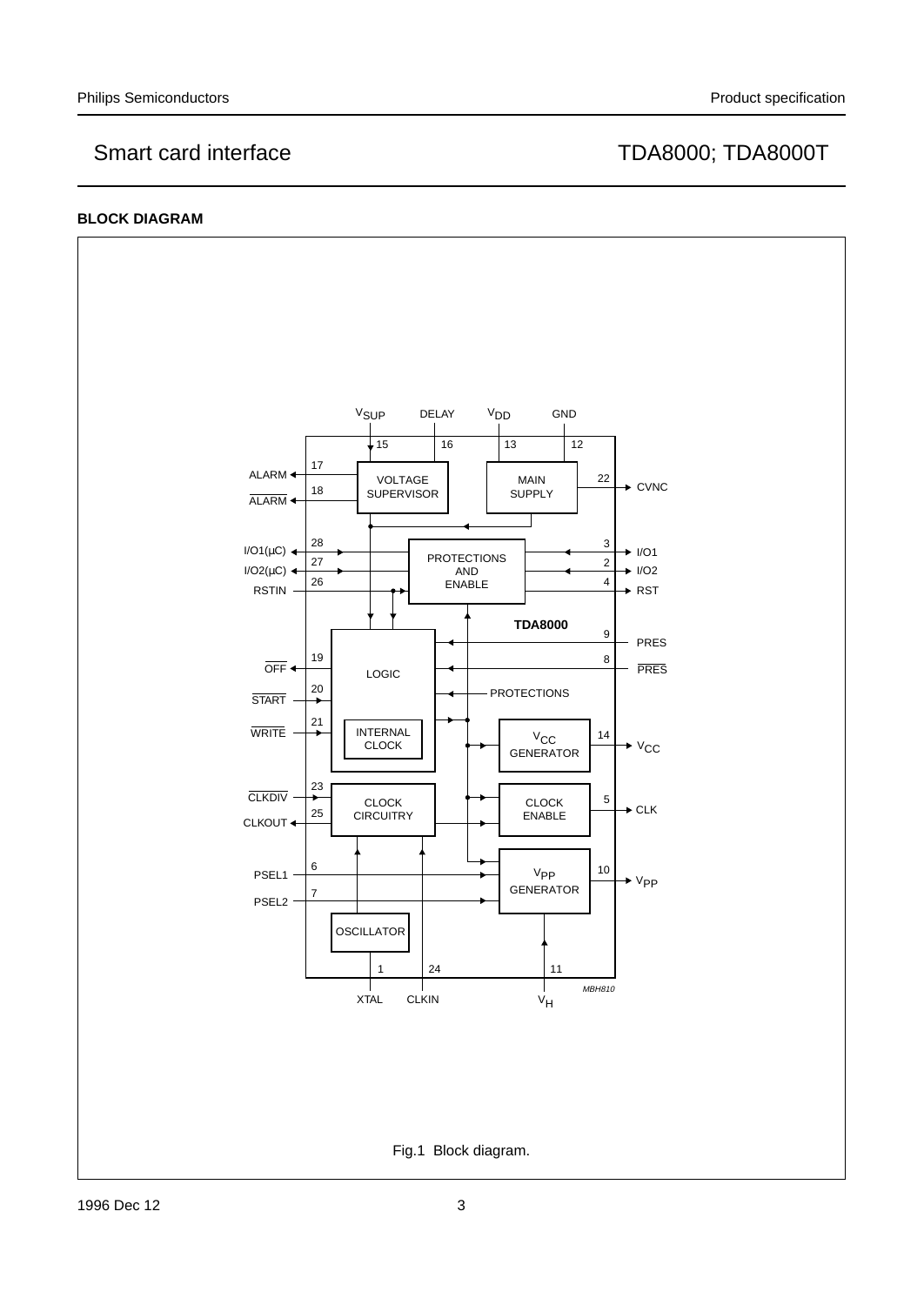## BLOCK DIAGRAM

Fig.1 Block diagram.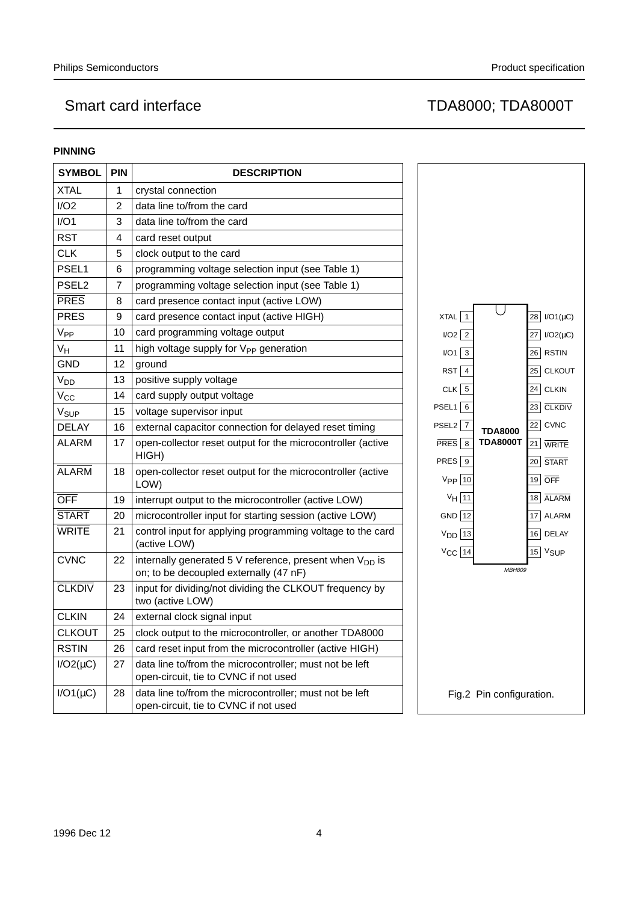## PINNING

| SYMBOL | PIN | DESCRIPTION |
|---|---|---|
| XTAL | 1 | crystal connection |
| I/O2 | 2 | data line to/from the card |
| I/O1 | 3 | data line to/from the card |
| RST | 4 | card reset output |
| CLK | 5 | clock output to the card |
| PSEL1 | 6 | programming voltage selection input (see Table 1) |
| PSEL2 | 7 | programming voltage selection input (see Table 1) |
| $\overline{\text{PRES}}$ | 8 | card presence contact input (active LOW) |
| PRES | 9 | card presence contact input (active HIGH) |
| $V_{PP}$ | 10 | card programming voltage output |
| $V_H$ | 11 | high voltage supply for $V_{PP}$ generation |
| GND | 12 | ground |
| $V_{DD}$ | 13 | positive supply voltage |
| $V_{CC}$ | 14 | card supply output voltage |
| $V_{SUP}$ | 15 | voltage supervisor input |
| DELAY | 16 | external capacitor connection for delayed reset timing |
| ALARM | 17 | open-collector reset output for the microcontroller (active HIGH) |
| $\overline{\text{ALARM}}$ | 18 | open-collector reset output for the microcontroller (active LOW) |
| $\overline{\text{OFF}}$ | 19 | interrupt output to the microcontroller (active LOW) |
| $\overline{\text{START}}$ | 20 | microcontroller input for starting session (active LOW) |
| $\overline{\text{WRITE}}$ | 21 | control input for applying programming voltage to the card (active LOW) |
| CVNC | 22 | internally generated 5 V reference, present when $V_{DD}$ is on; to be decoupled externally (47 nF) |
| $\overline{\text{CLKDIV}}$ | 23 | input for dividing/not dividing the CLKOUT frequency by two (active LOW) |
| CLKIN | 24 | external clock signal input |
| CLKOUT | 25 | clock output to the microcontroller, or another TDA8000 |
| RSTIN | 26 | card reset input from the microcontroller (active HIGH) |
| I/O2(µC) | 27 | data line to/from the microcontroller; must not be left open-circuit, tie to CVNC if not used |
| I/O1(µC) | 28 | data line to/from the microcontroller; must not be left open-circuit, tie to CVNC if not used |

| Pin | Left | Right | Pin |
|---|---|---|---|
| 1 | XTAL | I/O1(µC) | 28 |
| 2 | I/O2 | I/O2(µC) | 27 |
| 3 | I/O1 | RSTIN | 26 |
| 4 | RST | CLKOUT | 25 |
| 5 | CLK | CLKIN | 24 |
| 6 | PSEL1 | $\overline{\text{CLKDIV}}$ | 23 |
| 7 | PSEL2 | CVNC | 22 |
| 8 | $\overline{\text{PRES}}$ | $\overline{\text{WRITE}}$ | 21 |
| 9 | PRES | $\overline{\text{START}}$ | 20 |
| 10 | $V_{PP}$ | $\overline{\text{OFF}}$ | 19 |
| 11 | $V_H$ | $\overline{\text{ALARM}}$ | 18 |
| 12 | GND | ALARM | 17 |
| 13 | $V_{DD}$ | DELAY | 16 |
| 14 | $V_{CC}$ | $V_{SUP}$ | 15 |

TDA8000
TDA8000T

MBH809

Fig.2 Pin configuration.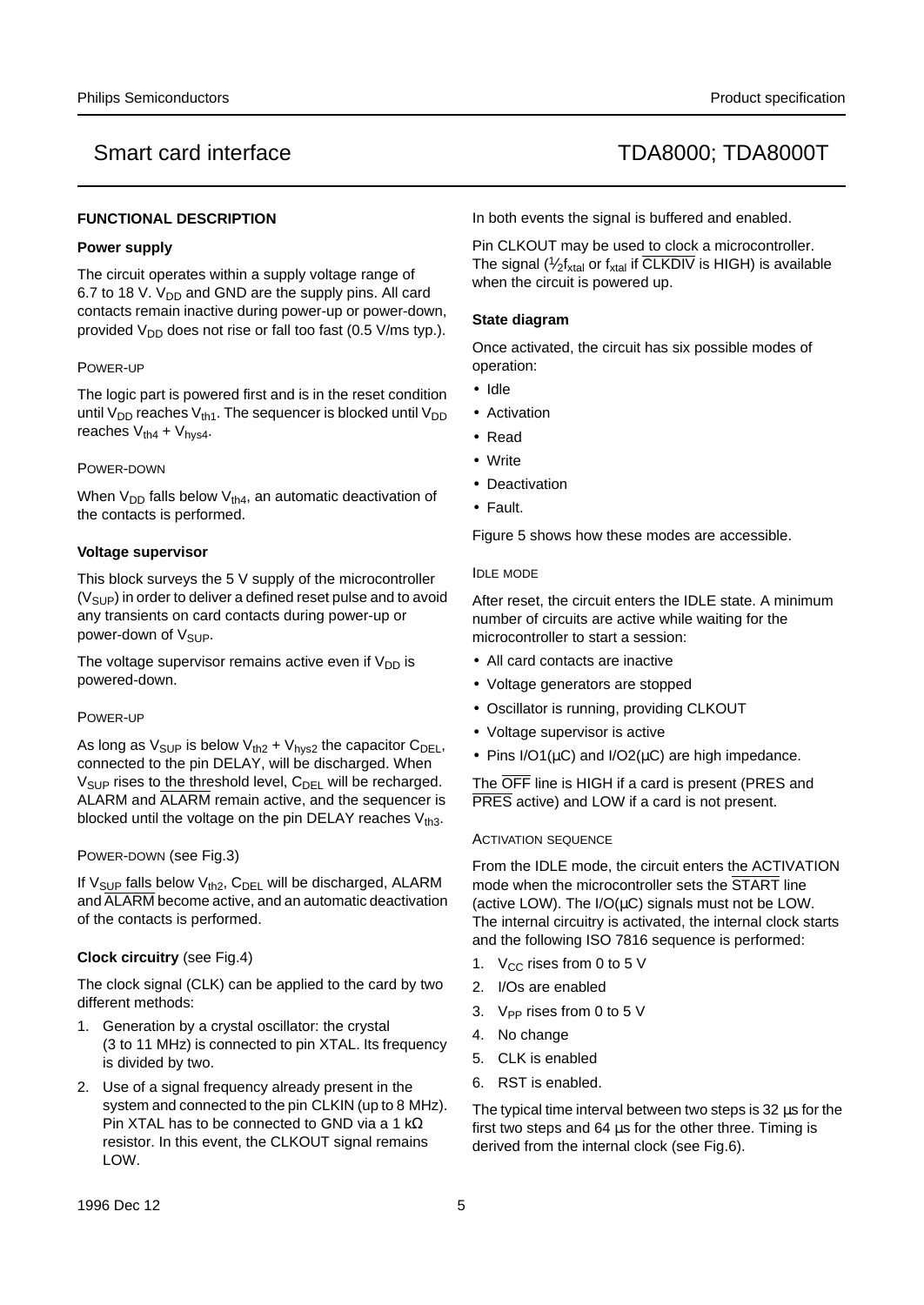## FUNCTIONAL DESCRIPTION

### Power supply

The circuit operates within a supply voltage range of 6.7 to 18 V. $V_{DD}$ and GND are the supply pins. All card contacts remain inactive during power-up or power-down, provided $V_{DD}$ does not rise or fall too fast (0.5 V/ms typ.).

#### POWER-UP

The logic part is powered first and is in the reset condition until $V_{DD}$ reaches $V_{th1}$. The sequencer is blocked until $V_{DD}$ reaches $V_{th4} + V_{hys4}$.

#### POWER-DOWN

When $V_{DD}$ falls below $V_{th4}$, an automatic deactivation of the contacts is performed.

### Voltage supervisor

This block surveys the 5 V supply of the microcontroller ($V_{SUP}$) in order to deliver a defined reset pulse and to avoid any transients on card contacts during power-up or power-down of $V_{SUP}$.

The voltage supervisor remains active even if $V_{DD}$ is powered-down.

#### POWER-UP

As long as $V_{SUP}$ is below $V_{th2} + V_{hys2}$ the capacitor $C_{DEL}$, connected to the pin DELAY, will be discharged. When $V_{SUP}$ rises to the threshold level, $C_{DEL}$ will be recharged. ALARM and $\overline{ALARM}$ remain active, and the sequencer is blocked until the voltage on the pin DELAY reaches $V_{th3}$.

#### POWER-DOWN (see Fig.3)

If $V_{SUP}$ falls below $V_{th2}$, $C_{DEL}$ will be discharged, ALARM and $\overline{ALARM}$ become active, and an automatic deactivation of the contacts is performed.

### Clock circuitry (see Fig.4)

The clock signal (CLK) can be applied to the card by two different methods:

1. Generation by a crystal oscillator: the crystal (3 to 11 MHz) is connected to pin XTAL. Its frequency is divided by two.
2. Use of a signal frequency already present in the system and connected to the pin CLKIN (up to 8 MHz). Pin XTAL has to be connected to GND via a 1 kΩ resistor. In this event, the CLKOUT signal remains LOW.

In both events the signal is buffered and enabled.

Pin CLKOUT may be used to clock a microcontroller. The signal ($\frac{1}{2}f_{xtal}$ or $f_{xtal}$ if $\overline{CLKDIV}$ is HIGH) is available when the circuit is powered up.

### State diagram

Once activated, the circuit has six possible modes of operation:

- Idle
- Activation
- Read
- Write
- Deactivation
- Fault.

Figure 5 shows how these modes are accessible.

#### IDLE MODE

After reset, the circuit enters the IDLE state. A minimum number of circuits are active while waiting for the microcontroller to start a session:

- All card contacts are inactive
- Voltage generators are stopped
- Oscillator is running, providing CLKOUT
- Voltage supervisor is active
- Pins I/O1(µC) and I/O2(µC) are high impedance.

The $\overline{OFF}$ line is HIGH if a card is present (PRES and $\overline{PRES}$ active) and LOW if a card is not present.

#### ACTIVATION SEQUENCE

From the IDLE mode, the circuit enters the ACTIVATION mode when the microcontroller sets the $\overline{START}$ line (active LOW). The I/O(µC) signals must not be LOW. The internal circuitry is activated, the internal clock starts and the following ISO 7816 sequence is performed:

1. $V_{CC}$ rises from 0 to 5 V
2. I/Os are enabled
3. $V_{PP}$ rises from 0 to 5 V
4. No change
5. CLK is enabled
6. RST is enabled.

The typical time interval between two steps is 32 µs for the first two steps and 64 µs for the other three. Timing is derived from the internal clock (see Fig.6).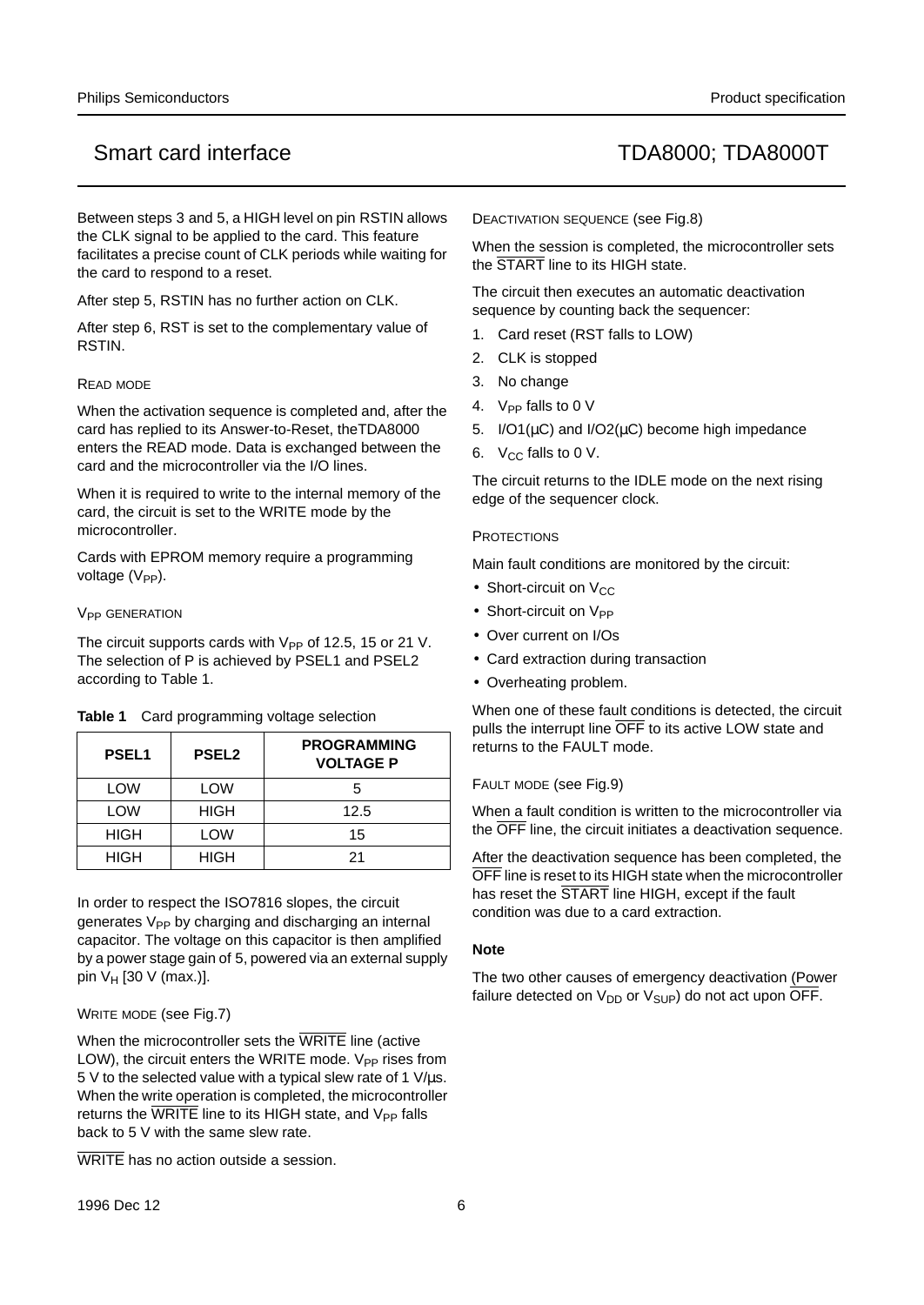Between steps 3 and 5, a HIGH level on pin RSTIN allows the CLK signal to be applied to the card. This feature facilitates a precise count of CLK periods while waiting for the card to respond to a reset.

After step 5, RSTIN has no further action on CLK.

After step 6, RST is set to the complementary value of RSTIN.

#### READ MODE

When the activation sequence is completed and, after the card has replied to its Answer-to-Reset, theTDA8000 enters the READ mode. Data is exchanged between the card and the microcontroller via the I/O lines.

When it is required to write to the internal memory of the card, the circuit is set to the WRITE mode by the microcontroller.

Cards with EPROM memory require a programming voltage ($V_{PP}$).

#### $V_{PP}$ GENERATION

The circuit supports cards with $V_{PP}$ of 12.5, 15 or 21 V. The selection of P is achieved by PSEL1 and PSEL2 according to Table 1.

**Table 1** Card programming voltage selection

| PSEL1 | PSEL2 | PROGRAMMING VOLTAGE P |
|---|---|---|
| LOW | LOW | 5 |
| LOW | HIGH | 12.5 |
| HIGH | LOW | 15 |
| HIGH | HIGH | 21 |

In order to respect the ISO7816 slopes, the circuit generates $V_{PP}$ by charging and discharging an internal capacitor. The voltage on this capacitor is then amplified by a power stage gain of 5, powered via an external supply pin $V_H$ [30 V (max.)].

#### WRITE MODE (see Fig.7)

When the microcontroller sets the $\overline{\text{WRITE}}$ line (active LOW), the circuit enters the WRITE mode. $V_{PP}$ rises from 5 V to the selected value with a typical slew rate of 1 V/μs. When the write operation is completed, the microcontroller returns the $\overline{\text{WRITE}}$ line to its HIGH state, and $V_{PP}$ falls back to 5 V with the same slew rate.

$\overline{\text{WRITE}}$ has no action outside a session.

#### DEACTIVATION SEQUENCE (see Fig.8)

When the session is completed, the microcontroller sets the $\overline{\text{START}}$ line to its HIGH state.

The circuit then executes an automatic deactivation sequence by counting back the sequencer:

1. Card reset (RST falls to LOW)
2. CLK is stopped
3. No change
4. $V_{PP}$ falls to 0 V
5. I/O1(μC) and I/O2(μC) become high impedance
6. $V_{CC}$ falls to 0 V.

The circuit returns to the IDLE mode on the next rising edge of the sequencer clock.

#### PROTECTIONS

Main fault conditions are monitored by the circuit:

- Short-circuit on $V_{CC}$
- Short-circuit on $V_{PP}$
- Over current on I/Os
- Card extraction during transaction
- Overheating problem.

When one of these fault conditions is detected, the circuit pulls the interrupt line $\overline{\text{OFF}}$ to its active LOW state and returns to the FAULT mode.

#### FAULT MODE (see Fig.9)

When a fault condition is written to the microcontroller via the $\overline{\text{OFF}}$ line, the circuit initiates a deactivation sequence.

After the deactivation sequence has been completed, the $\overline{\text{OFF}}$ line is reset to its HIGH state when the microcontroller has reset the $\overline{\text{START}}$ line HIGH, except if the fault condition was due to a card extraction.

**Note**

The two other causes of emergency deactivation (Power failure detected on $V_{DD}$ or $V_{SUP}$) do not act upon $\overline{\text{OFF}}$.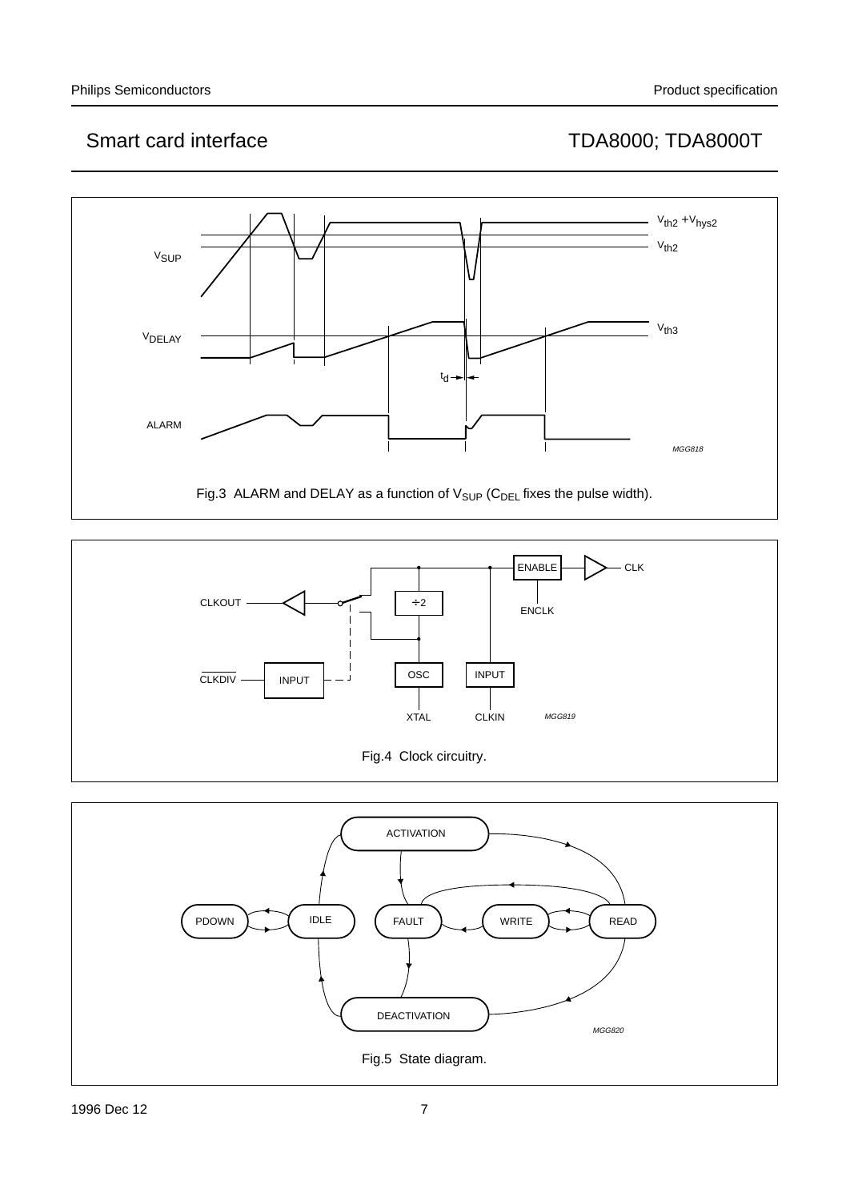Fig.3 ALARM and DELAY as a function of $V_{SUP}$ ($C_{DEL}$ fixes the pulse width).

Fig.4 Clock circuitry.

Fig.5 State diagram.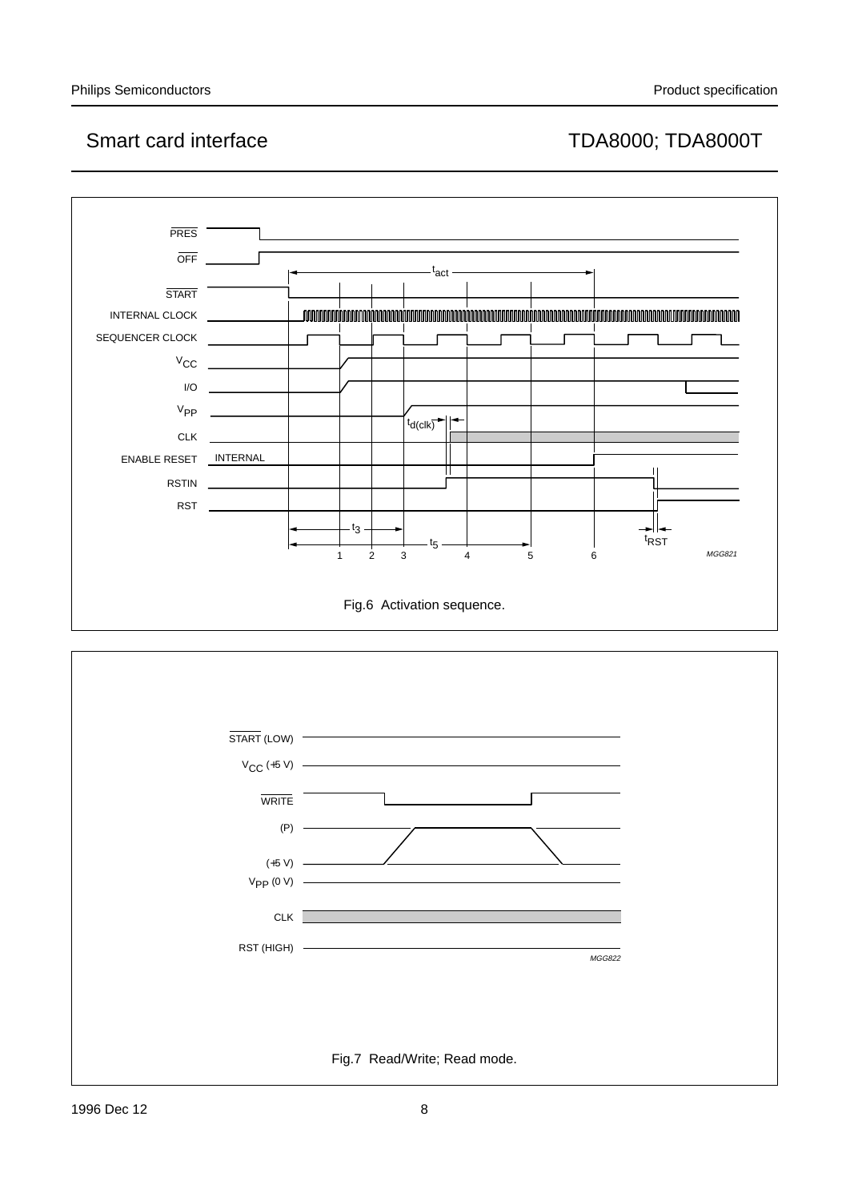Fig.6 Activation sequence.

Fig.7 Read/Write; Read mode.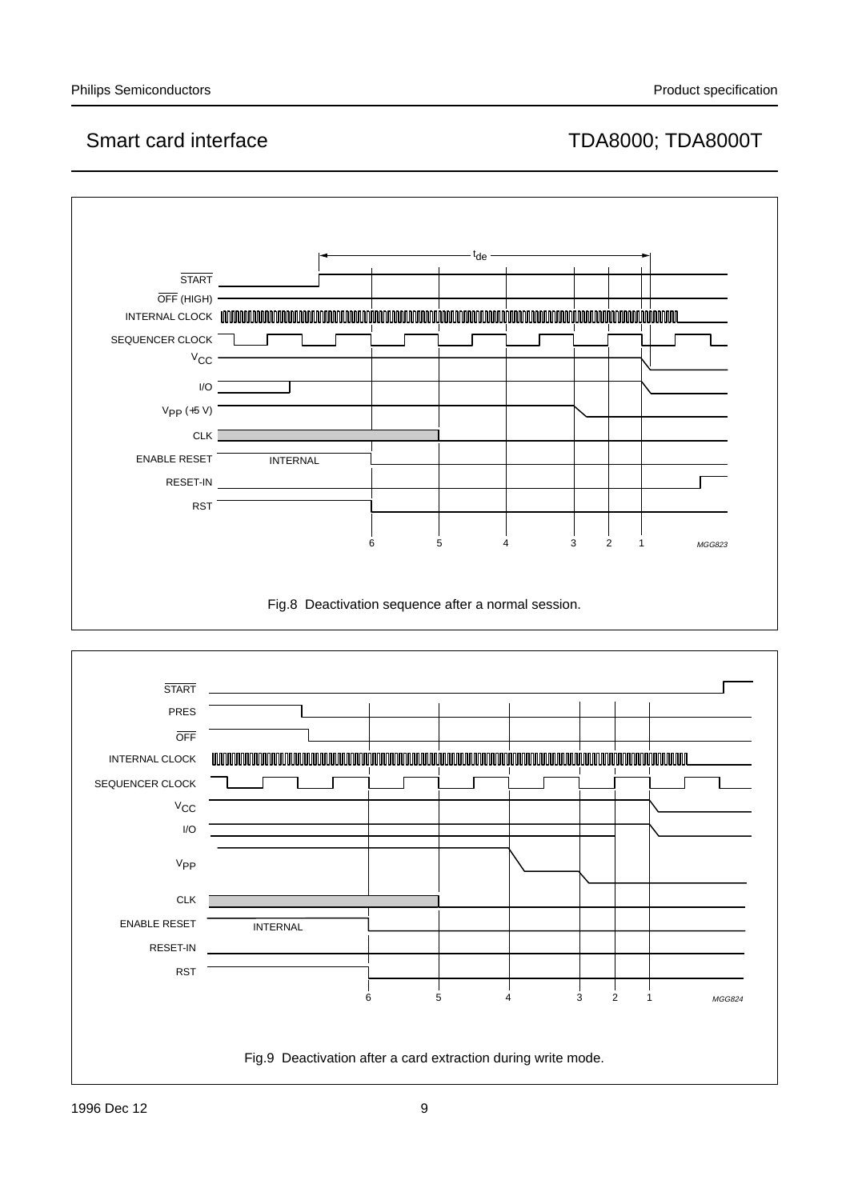Fig.8 Deactivation sequence after a normal session.

Fig.9 Deactivation after a card extraction during write mode.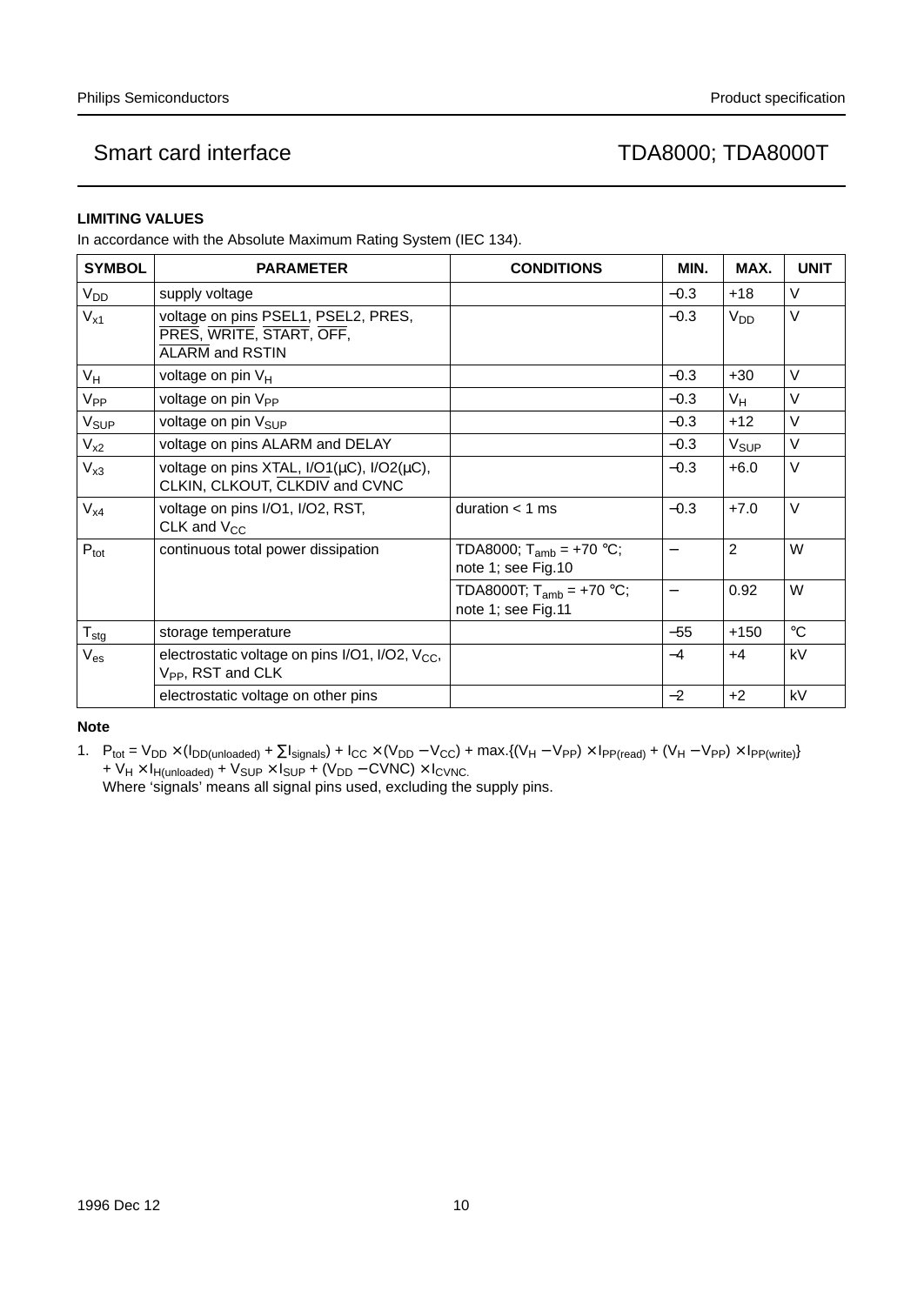### LIMITING VALUES

In accordance with the Absolute Maximum Rating System (IEC 134).

| SYMBOL | PARAMETER | CONDITIONS | MIN. | MAX. | UNIT |
|---|---|---|---|---|---|
| $V_{DD}$ | supply voltage | | −0.3 | +18 | V |
| $V_{x1}$ | voltage on pins $\overline{PSEL1}$, $\overline{PSEL2}$, PRES, $\overline{PRES}$, $\overline{WRITE}$, $\overline{START}$, $\overline{OFF}$, $\overline{ALARM}$ and RSTIN | | −0.3 | $V_{DD}$ | V |
| $V_H$ | voltage on pin $V_H$ | | −0.3 | +30 | V |
| $V_{PP}$ | voltage on pin $V_{PP}$ | | −0.3 | $V_H$ | V |
| $V_{SUP}$ | voltage on pin $V_{SUP}$ | | −0.3 | +12 | V |
| $V_{x2}$ | voltage on pins ALARM and DELAY | | −0.3 | $V_{SUP}$ | V |
| $V_{x3}$ | voltage on pins XTAL, I/O1(μC), I/O2(μC), CLKIN, CLKOUT, $\overline{CLKDIV}$ and CVNC | | −0.3 | +6.0 | V |
| $V_{x4}$ | voltage on pins I/O1, I/O2, RST, CLK and $V_{CC}$ | duration < 1 ms | −0.3 | +7.0 | V |
| $P_{tot}$ | continuous total power dissipation | TDA8000; $T_{amb}$ = +70 °C; note 1; see Fig.10 | − | 2 | W |
| | | TDA8000T; $T_{amb}$ = +70 °C; note 1; see Fig.11 | − | 0.92 | W |
| $T_{stg}$ | storage temperature | | −55 | +150 | °C |
| $V_{es}$ | electrostatic voltage on pins I/O1, I/O2, $V_{CC}$, $V_{PP}$, RST and CLK | | −4 | +4 | kV |
| | electrostatic voltage on other pins | | −2 | +2 | kV |

#### Note

1. $P_{tot} = V_{DD} \times (I_{DD(unloaded)} + \sum I_{signals}) + I_{CC} \times (V_{DD} - V_{CC}) + \max.\{(V_H - V_{PP}) \times I_{PP(read)} + (V_H - V_{PP}) \times I_{PP(write)}\} + V_H \times I_{H(unloaded)} + V_{SUP} \times I_{SUP} + (V_{DD} - CVNC) \times I_{CVNC.}$
   Where 'signals' means all signal pins used, excluding the supply pins.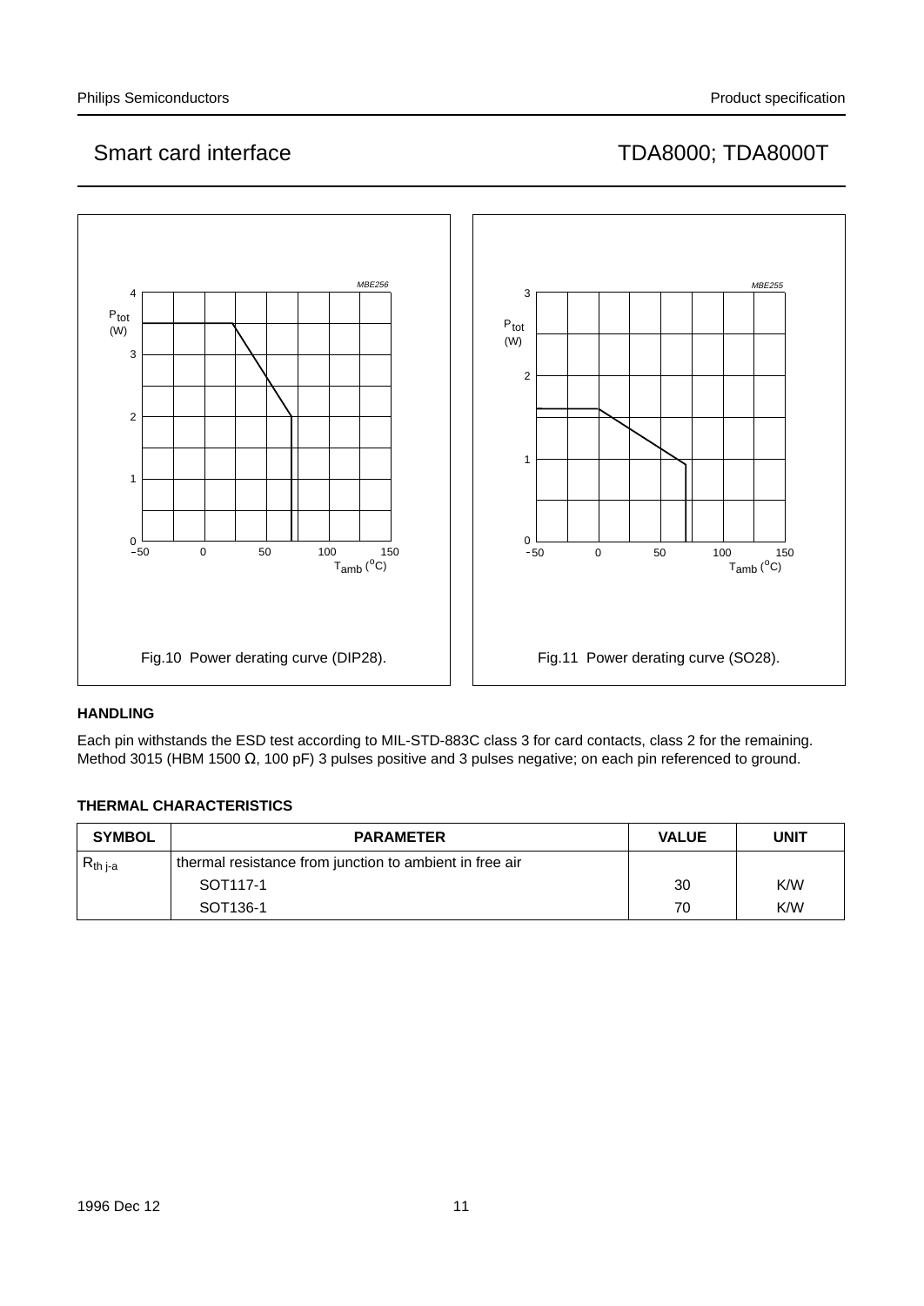Fig.10 Power derating curve (DIP28).

Fig.11 Power derating curve (SO28).

### HANDLING

Each pin withstands the ESD test according to MIL-STD-883C class 3 for card contacts, class 2 for the remaining. Method 3015 (HBM 1500 Ω, 100 pF) 3 pulses positive and 3 pulses negative; on each pin referenced to ground.

### THERMAL CHARACTERISTICS

| SYMBOL | PARAMETER | VALUE | UNIT |
|---|---|---|---|
| $R_{th\ j\text{-}a}$ | thermal resistance from junction to ambient in free air | | |
| | SOT117-1 | 30 | K/W |
| | SOT136-1 | 70 | K/W |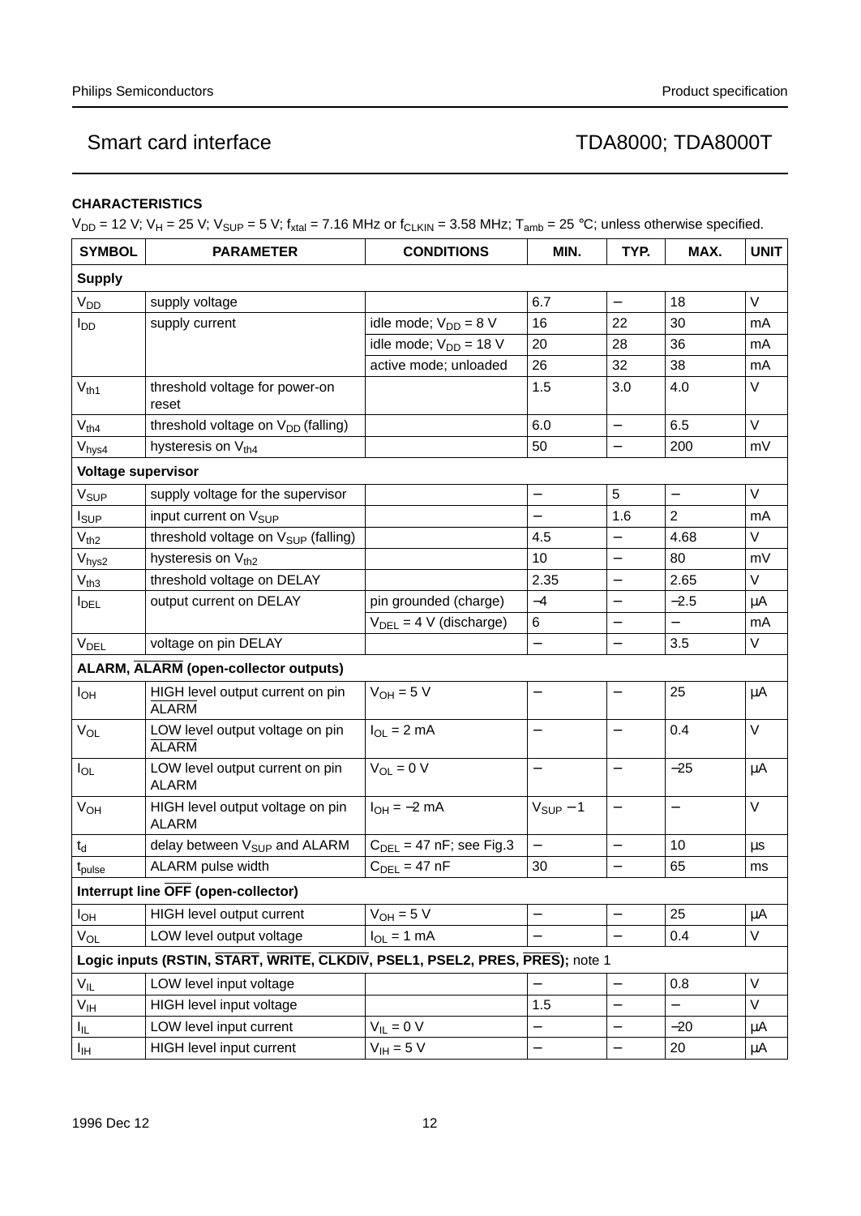## CHARACTERISTICS

$V_{DD}$ = 12 V; $V_H$ = 25 V; $V_{SUP}$ = 5 V; $f_{xtal}$ = 7.16 MHz or $f_{CLKIN}$ = 3.58 MHz; $T_{amb}$ = 25 °C; unless otherwise specified.

| SYMBOL | PARAMETER | CONDITIONS | MIN. | TYP. | MAX. | UNIT |
|---|---|---|---|---|---|---|
| **Supply** | | | | | | |
| $V_{DD}$ | supply voltage | | 6.7 | – | 18 | V |
| $I_{DD}$ | supply current | idle mode; $V_{DD}$ = 8 V | 16 | 22 | 30 | mA |
| | | idle mode; $V_{DD}$ = 18 V | 20 | 28 | 36 | mA |
| | | active mode; unloaded | 26 | 32 | 38 | mA |
| $V_{th1}$ | threshold voltage for power-on reset | | 1.5 | 3.0 | 4.0 | V |
| $V_{th4}$ | threshold voltage on $V_{DD}$ (falling) | | 6.0 | – | 6.5 | V |
| $V_{hys4}$ | hysteresis on $V_{th4}$ | | 50 | – | 200 | mV |
| **Voltage supervisor** | | | | | | |
| $V_{SUP}$ | supply voltage for the supervisor | | – | 5 | – | V |
| $I_{SUP}$ | input current on $V_{SUP}$ | | – | 1.6 | 2 | mA |
| $V_{th2}$ | threshold voltage on $V_{SUP}$ (falling) | | 4.5 | – | 4.68 | V |
| $V_{hys2}$ | hysteresis on $V_{th2}$ | | 10 | – | 80 | mV |
| $V_{th3}$ | threshold voltage on DELAY | | 2.35 | – | 2.65 | V |
| $I_{DEL}$ | output current on DELAY | pin grounded (charge) | −4 | – | −2.5 | μA |
| | | $V_{DEL}$ = 4 V (discharge) | 6 | – | – | mA |
| $V_{DEL}$ | voltage on pin DELAY | | – | – | 3.5 | V |
| **ALARM, $\overline{\text{ALARM}}$ (open-collector outputs)** | | | | | | |
| $I_{OH}$ | HIGH level output current on pin $\overline{\text{ALARM}}$ | $V_{OH}$ = 5 V | – | – | 25 | μA |
| $V_{OL}$ | LOW level output voltage on pin $\overline{\text{ALARM}}$ | $I_{OL}$ = 2 mA | – | – | 0.4 | V |
| $I_{OL}$ | LOW level output current on pin ALARM | $V_{OL}$ = 0 V | – | – | −25 | μA |
| $V_{OH}$ | HIGH level output voltage on pin ALARM | $I_{OH}$ = −2 mA | $V_{SUP}$ − 1 | – | – | V |
| $t_d$ | delay between $V_{SUP}$ and ALARM | $C_{DEL}$ = 47 nF; see Fig.3 | – | – | 10 | μs |
| $t_{pulse}$ | ALARM pulse width | $C_{DEL}$ = 47 nF | 30 | – | 65 | ms |
| **Interrupt line $\overline{\text{OFF}}$ (open-collector)** | | | | | | |
| $I_{OH}$ | HIGH level output current | $V_{OH}$ = 5 V | – | – | 25 | μA |
| $V_{OL}$ | LOW level output voltage | $I_{OL}$ = 1 mA | – | – | 0.4 | V |
| **Logic inputs (RSTIN, $\overline{\text{START}}$, $\overline{\text{WRITE}}$, $\overline{\text{CLKDIV}}$, PSEL1, PSEL2, PRES, $\overline{\text{PRES}}$);** note 1 | | | | | | |
| $V_{IL}$ | LOW level input voltage | | – | – | 0.8 | V |
| $V_{IH}$ | HIGH level input voltage | | 1.5 | – | – | V |
| $I_{IL}$ | LOW level input current | $V_{IL}$ = 0 V | – | – | −20 | μA |
| $I_{IH}$ | HIGH level input current | $V_{IH}$ = 5 V | – | – | 20 | μA |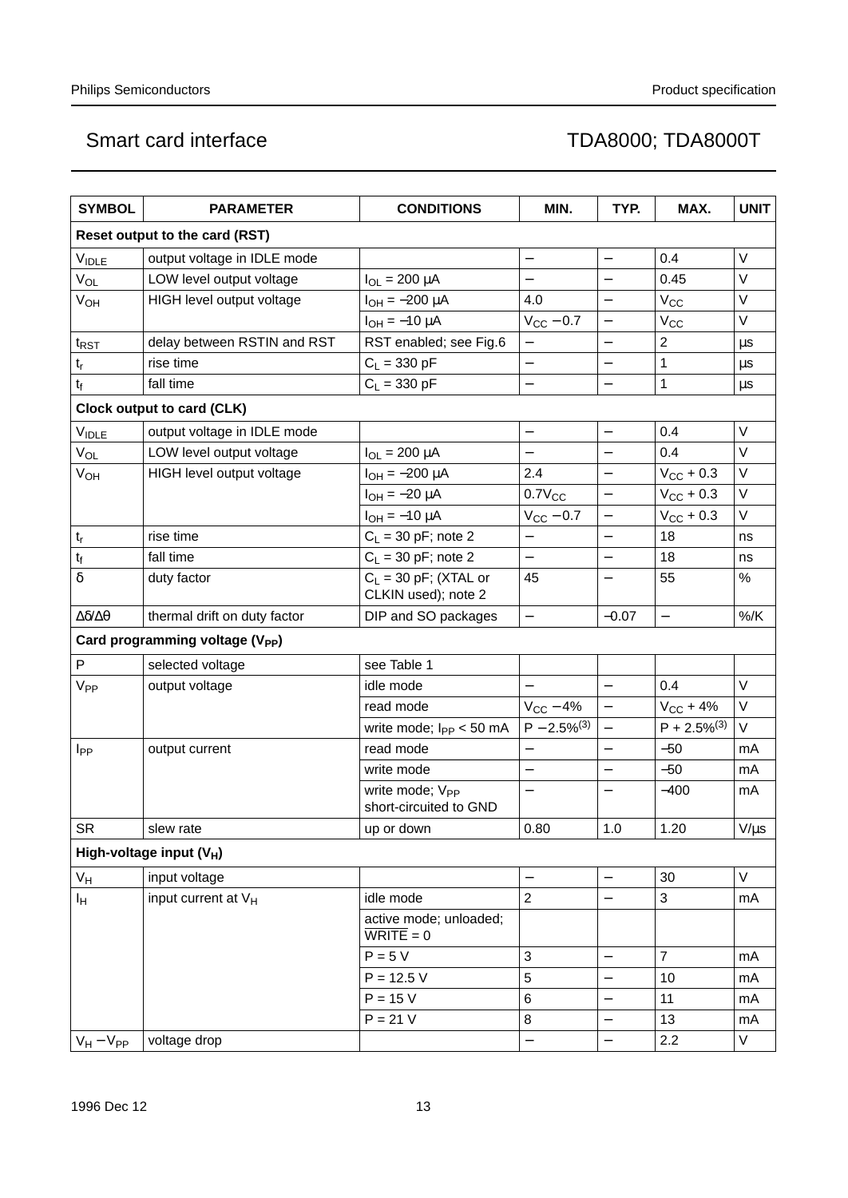| SYMBOL | PARAMETER | CONDITIONS | MIN. | TYP. | MAX. | UNIT |
|---|---|---|---|---|---|---|
| **Reset output to the card (RST)** | | | | | | |
| $V_{IDLE}$ | output voltage in IDLE mode | | − | − | 0.4 | V |
| $V_{OL}$ | LOW level output voltage | $I_{OL}$ = 200 μA | − | − | 0.45 | V |
| $V_{OH}$ | HIGH level output voltage | $I_{OH}$ = −200 μA | 4.0 | − | $V_{CC}$ | V |
| | | $I_{OH}$ = −10 μA | $V_{CC}$ − 0.7 | − | $V_{CC}$ | V |
| $t_{RST}$ | delay between RSTIN and RST | RST enabled; see Fig.6 | − | − | 2 | μs |
| $t_r$ | rise time | $C_L$ = 330 pF | − | − | 1 | μs |
| $t_f$ | fall time | $C_L$ = 330 pF | − | − | 1 | μs |
| **Clock output to card (CLK)** | | | | | | |
| $V_{IDLE}$ | output voltage in IDLE mode | | − | − | 0.4 | V |
| $V_{OL}$ | LOW level output voltage | $I_{OL}$ = 200 μA | − | − | 0.4 | V |
| $V_{OH}$ | HIGH level output voltage | $I_{OH}$ = −200 μA | 2.4 | − | $V_{CC}$ + 0.3 | V |
| | | $I_{OH}$ = −20 μA | $0.7V_{CC}$ | − | $V_{CC}$ + 0.3 | V |
| | | $I_{OH}$ = −10 μA | $V_{CC}$ − 0.7 | − | $V_{CC}$ + 0.3 | V |
| $t_r$ | rise time | $C_L$ = 30 pF; note 2 | − | − | 18 | ns |
| $t_f$ | fall time | $C_L$ = 30 pF; note 2 | − | − | 18 | ns |
| $\delta$ | duty factor | $C_L$ = 30 pF; (XTAL or CLKIN used); note 2 | 45 | − | 55 | % |
| $\Delta\delta/\Delta\theta$ | thermal drift on duty factor | DIP and SO packages | − | −0.07 | − | %/K |
| **Card programming voltage ($V_{PP}$)** | | | | | | |
| P | selected voltage | see Table 1 | | | | |
| $V_{PP}$ | output voltage | idle mode | − | − | 0.4 | V |
| | | read mode | $V_{CC}$ − 4% | − | $V_{CC}$ + 4% | V |
| | | write mode; $I_{PP}$ < 50 mA | P − 2.5%(3) | − | P + 2.5%(3) | V |
| $I_{PP}$ | output current | read mode | − | − | −50 | mA |
| | | write mode | − | − | −50 | mA |
| | | write mode; $V_{PP}$ short-circuited to GND | − | − | −400 | mA |
| SR | slew rate | up or down | 0.80 | 1.0 | 1.20 | V/μs |
| **High-voltage input ($V_H$)** | | | | | | |
| $V_H$ | input voltage | | − | − | 30 | V |
| $I_H$ | input current at $V_H$ | idle mode | 2 | − | 3 | mA |
| | | active mode; unloaded; $\overline{WRITE}$ = 0 | | | | |
| | | P = 5 V | 3 | − | 7 | mA |
| | | P = 12.5 V | 5 | − | 10 | mA |
| | | P = 15 V | 6 | − | 11 | mA |
| | | P = 21 V | 8 | − | 13 | mA |
| $V_H$ − $V_{PP}$ | voltage drop | | − | − | 2.2 | V |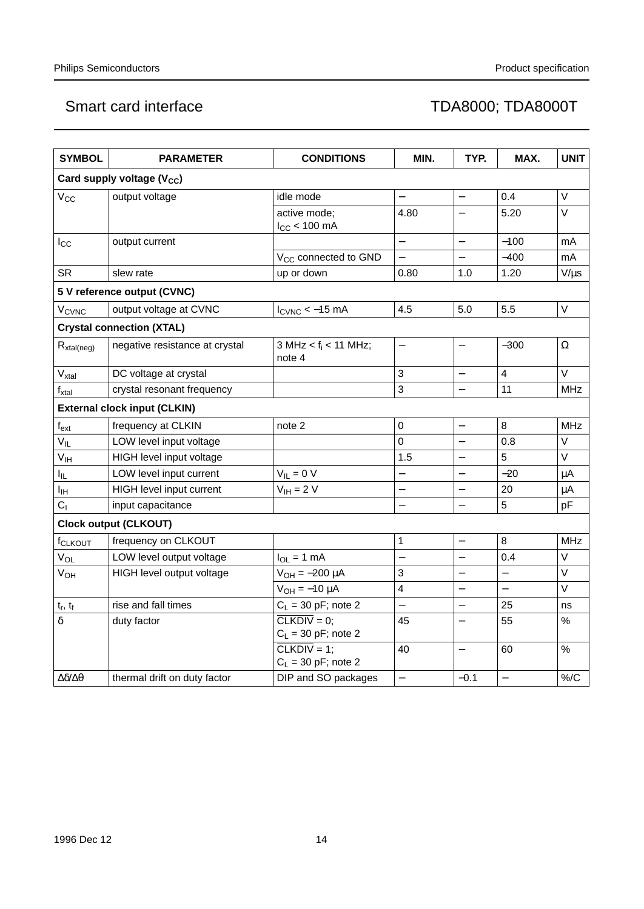| SYMBOL | PARAMETER | CONDITIONS | MIN. | TYP. | MAX. | UNIT |
|---|---|---|---|---|---|---|
| **Card supply voltage ($V_{CC}$)** | | | | | | |
| $V_{CC}$ | output voltage | idle mode | – | – | 0.4 | V |
| | | active mode; $I_{CC}$ < 100 mA | 4.80 | – | 5.20 | V |
| $I_{CC}$ | output current | | – | – | −100 | mA |
| | | $V_{CC}$ connected to GND | – | – | −400 | mA |
| SR | slew rate | up or down | 0.80 | 1.0 | 1.20 | V/μs |
| **5 V reference output (CVNC)** | | | | | | |
| $V_{CVNC}$ | output voltage at CVNC | $I_{CVNC}$ < −15 mA | 4.5 | 5.0 | 5.5 | V |
| **Crystal connection (XTAL)** | | | | | | |
| $R_{xtal(neg)}$ | negative resistance at crystal | 3 MHz < $f_i$ < 11 MHz; note 4 | – | – | −300 | Ω |
| $V_{xtal}$ | DC voltage at crystal | | 3 | – | 4 | V |
| $f_{xtal}$ | crystal resonant frequency | | 3 | – | 11 | MHz |
| **External clock input (CLKIN)** | | | | | | |
| $f_{ext}$ | frequency at CLKIN | note 2 | 0 | – | 8 | MHz |
| $V_{IL}$ | LOW level input voltage | | 0 | – | 0.8 | V |
| $V_{IH}$ | HIGH level input voltage | | 1.5 | – | 5 | V |
| $I_{IL}$ | LOW level input current | $V_{IL}$ = 0 V | – | – | −20 | μA |
| $I_{IH}$ | HIGH level input current | $V_{IH}$ = 2 V | – | – | 20 | μA |
| $C_I$ | input capacitance | | – | – | 5 | pF |
| **Clock output (CLKOUT)** | | | | | | |
| $f_{CLKOUT}$ | frequency on CLKOUT | | 1 | – | 8 | MHz |
| $V_{OL}$ | LOW level output voltage | $I_{OL}$ = 1 mA | – | – | 0.4 | V |
| $V_{OH}$ | HIGH level output voltage | $V_{OH}$ = −200 μA | 3 | – | – | V |
| | | $V_{OH}$ = −10 μA | 4 | – | – | V |
| $t_r$, $t_f$ | rise and fall times | $C_L$ = 30 pF; note 2 | – | – | 25 | ns |
| δ | duty factor | $\overline{CLKDIV}$ = 0; $C_L$ = 30 pF; note 2 | 45 | – | 55 | % |
| | | $\overline{CLKDIV}$ = 1; $C_L$ = 30 pF; note 2 | 40 | – | 60 | % |
| Δδ/Δθ | thermal drift on duty factor | DIP and SO packages | – | −0.1 | – | %/C |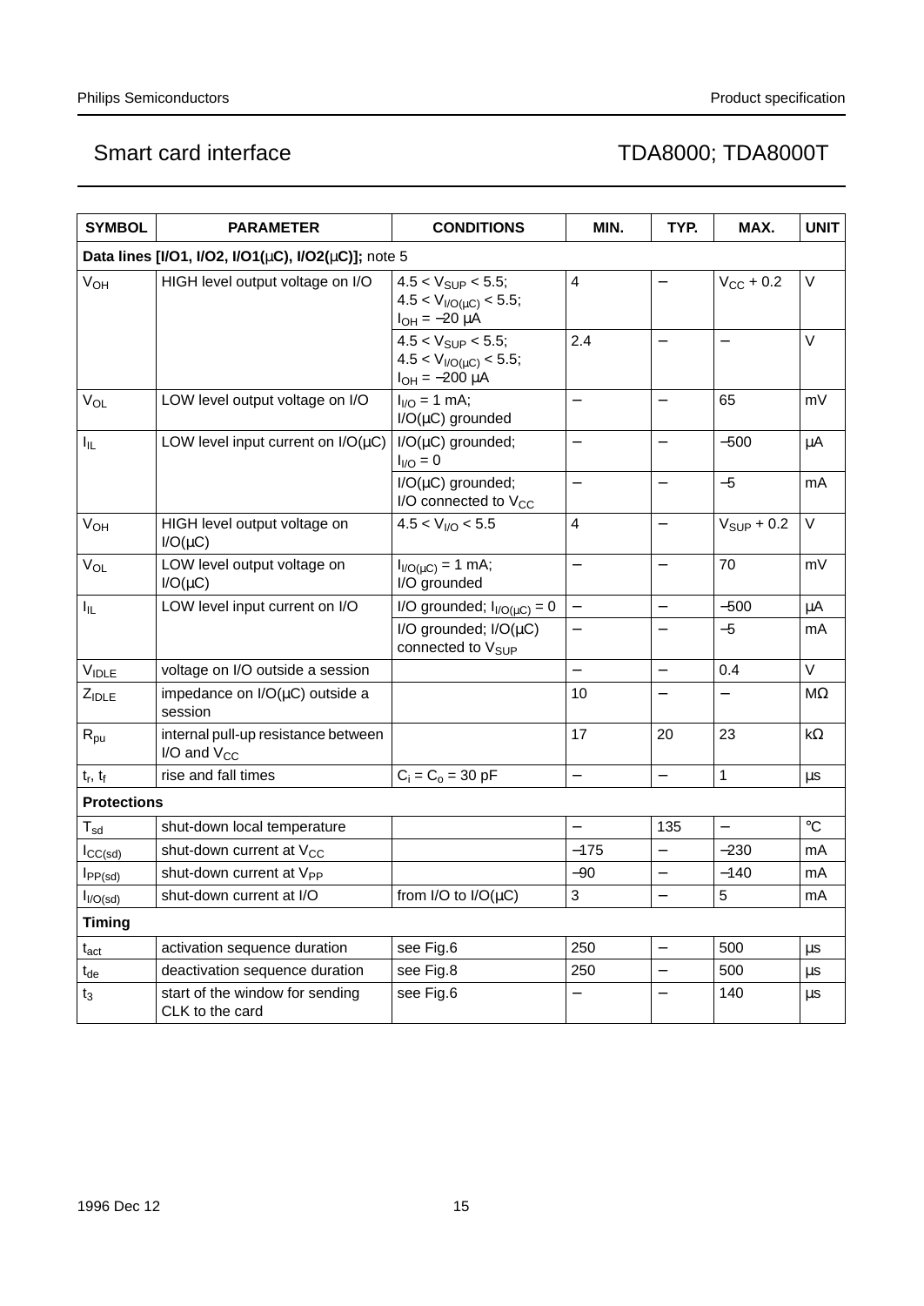| SYMBOL | PARAMETER | CONDITIONS | MIN. | TYP. | MAX. | UNIT |
|---|---|---|---|---|---|---|
| **Data lines [I/O1, I/O2, I/O1(µC), I/O2(µC)];** note 5 | | | | | | |
| $V_{OH}$ | HIGH level output voltage on I/O | $4.5 < V_{SUP} < 5.5$; $4.5 < V_{I/O(\mu C)} < 5.5$; $I_{OH} = -20$ µA | 4 | − | $V_{CC} + 0.2$ | V |
| | | $4.5 < V_{SUP} < 5.5$; $4.5 < V_{I/O(\mu C)} < 5.5$; $I_{OH} = -200$ µA | 2.4 | − | − | V |
| $V_{OL}$ | LOW level output voltage on I/O | $I_{I/O} = 1$ mA; I/O(µC) grounded | − | − | 65 | mV |
| $I_{IL}$ | LOW level input current on I/O(µC) | I/O(µC) grounded; $I_{I/O} = 0$ | − | − | −500 | µA |
| | | I/O(µC) grounded; I/O connected to $V_{CC}$ | − | − | −5 | mA |
| $V_{OH}$ | HIGH level output voltage on I/O(µC) | $4.5 < V_{I/O} < 5.5$ | 4 | − | $V_{SUP} + 0.2$ | V |
| $V_{OL}$ | LOW level output voltage on I/O(µC) | $I_{I/O(\mu C)} = 1$ mA; I/O grounded | − | − | 70 | mV |
| $I_{IL}$ | LOW level input current on I/O | I/O grounded; $I_{I/O(\mu C)} = 0$ | − | − | −500 | µA |
| | | I/O grounded; I/O(µC) connected to $V_{SUP}$ | − | − | −5 | mA |
| $V_{IDLE}$ | voltage on I/O outside a session | | − | − | 0.4 | V |
| $Z_{IDLE}$ | impedance on I/O(µC) outside a session | | 10 | − | − | MΩ |
| $R_{pu}$ | internal pull-up resistance between I/O and $V_{CC}$ | | 17 | 20 | 23 | kΩ |
| $t_r$, $t_f$ | rise and fall times | $C_i = C_o = 30$ pF | − | − | 1 | µs |
| **Protections** | | | | | | |
| $T_{sd}$ | shut-down local temperature | | − | 135 | − | °C |
| $I_{CC(sd)}$ | shut-down current at $V_{CC}$ | | −175 | − | −230 | mA |
| $I_{PP(sd)}$ | shut-down current at $V_{PP}$ | | −90 | − | −140 | mA |
| $I_{I/O(sd)}$ | shut-down current at I/O | from I/O to I/O(µC) | 3 | − | 5 | mA |
| **Timing** | | | | | | |
| $t_{act}$ | activation sequence duration | see Fig.6 | 250 | − | 500 | µs |
| $t_{de}$ | deactivation sequence duration | see Fig.8 | 250 | − | 500 | µs |
| $t_3$ | start of the window for sending CLK to the card | see Fig.6 | − | − | 140 | µs |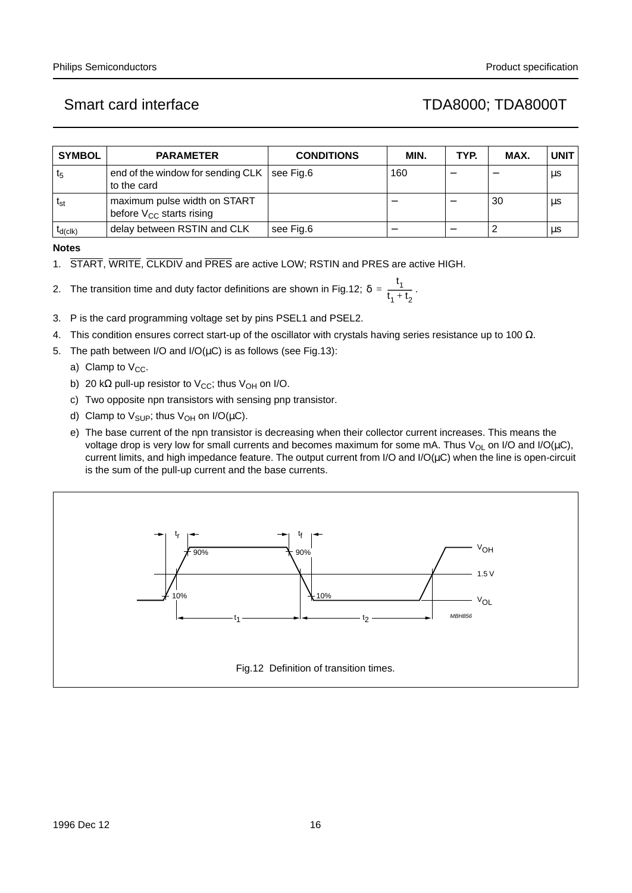| SYMBOL | PARAMETER | CONDITIONS | MIN. | TYP. | MAX. | UNIT |
|---|---|---|---|---|---|---|
| $t_5$ | end of the window for sending CLK to the card | see Fig.6 | 160 | – | – | μs |
| $t_{st}$ | maximum pulse width on START before $V_{CC}$ starts rising | | – | – | 30 | μs |
| $t_{d(clk)}$ | delay between RSTIN and CLK | see Fig.6 | – | – | 2 | μs |

**Notes**

1. $\overline{START}$, $\overline{WRITE}$, $\overline{CLKDIV}$ and $\overline{PRES}$ are active LOW; RSTIN and PRES are active HIGH.
2. The transition time and duty factor definitions are shown in Fig.12; $\delta = \frac{t_1}{t_1 + t_2}$.
3. P is the card programming voltage set by pins PSEL1 and PSEL2.
4. This condition ensures correct start-up of the oscillator with crystals having series resistance up to 100 Ω.
5. The path between I/O and I/O(μC) is as follows (see Fig.13):
   a) Clamp to $V_{CC}$.
   b) 20 kΩ pull-up resistor to $V_{CC}$; thus $V_{OH}$ on I/O.
   c) Two opposite npn transistors with sensing pnp transistor.
   d) Clamp to $V_{SUP}$; thus $V_{OH}$ on I/O(μC).
   e) The base current of the npn transistor is decreasing when their collector current increases. This means the voltage drop is very low for small currents and becomes maximum for some mA. Thus $V_{OL}$ on I/O and I/O(μC), current limits, and high impedance feature. The output current from I/O and I/O(μC) when the line is open-circuit is the sum of the pull-up current and the base currents.

Fig.12 Definition of transition times.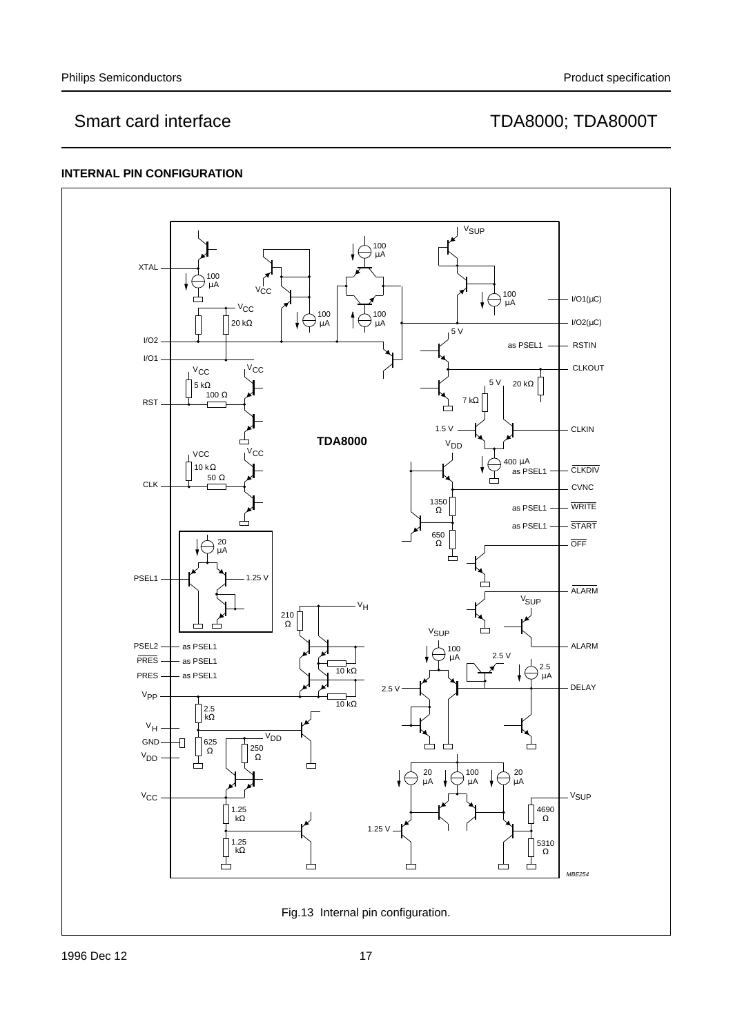## INTERNAL PIN CONFIGURATION

Fig.13 Internal pin configuration.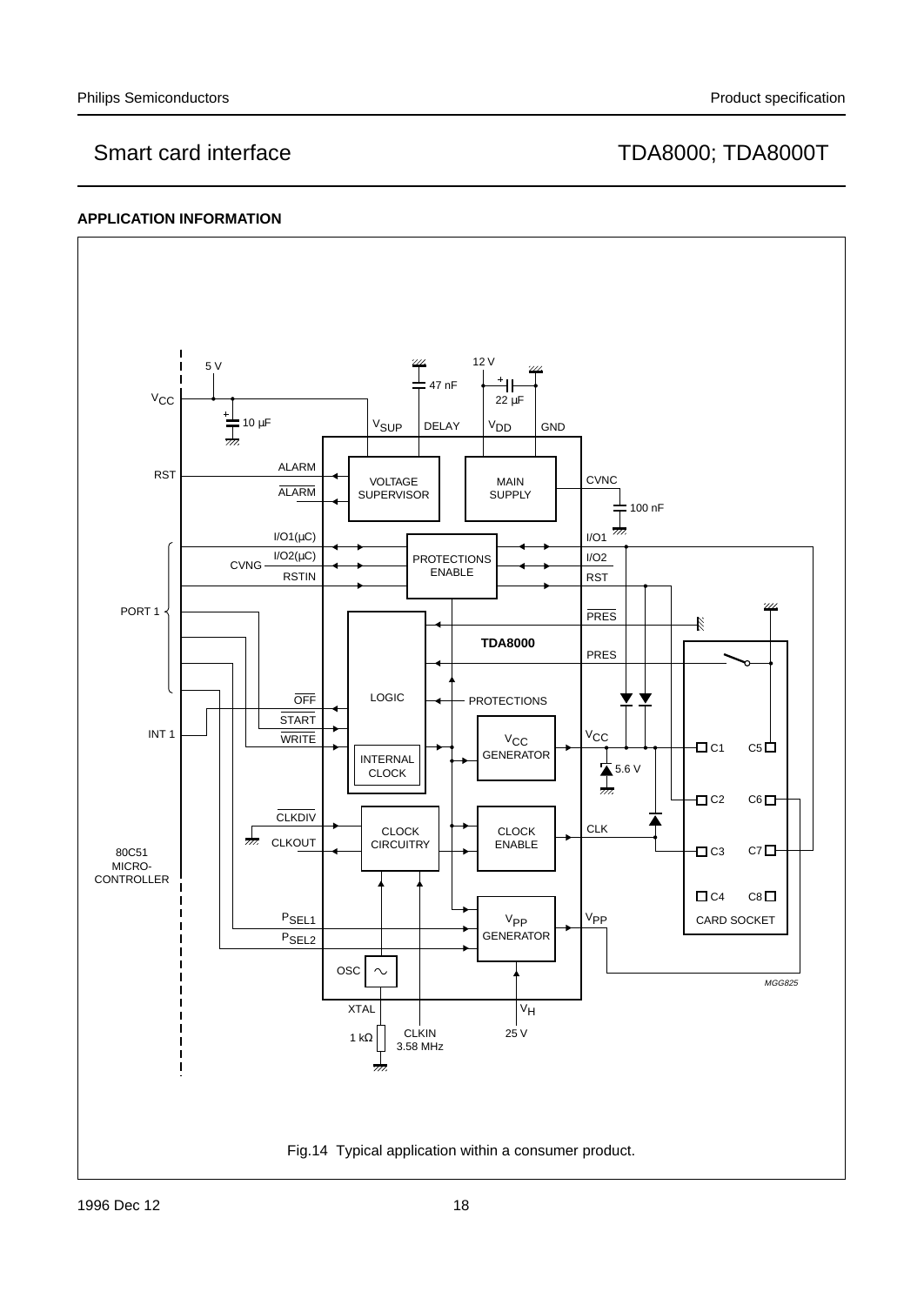## APPLICATION INFORMATION

Fig.14 Typical application within a consumer product.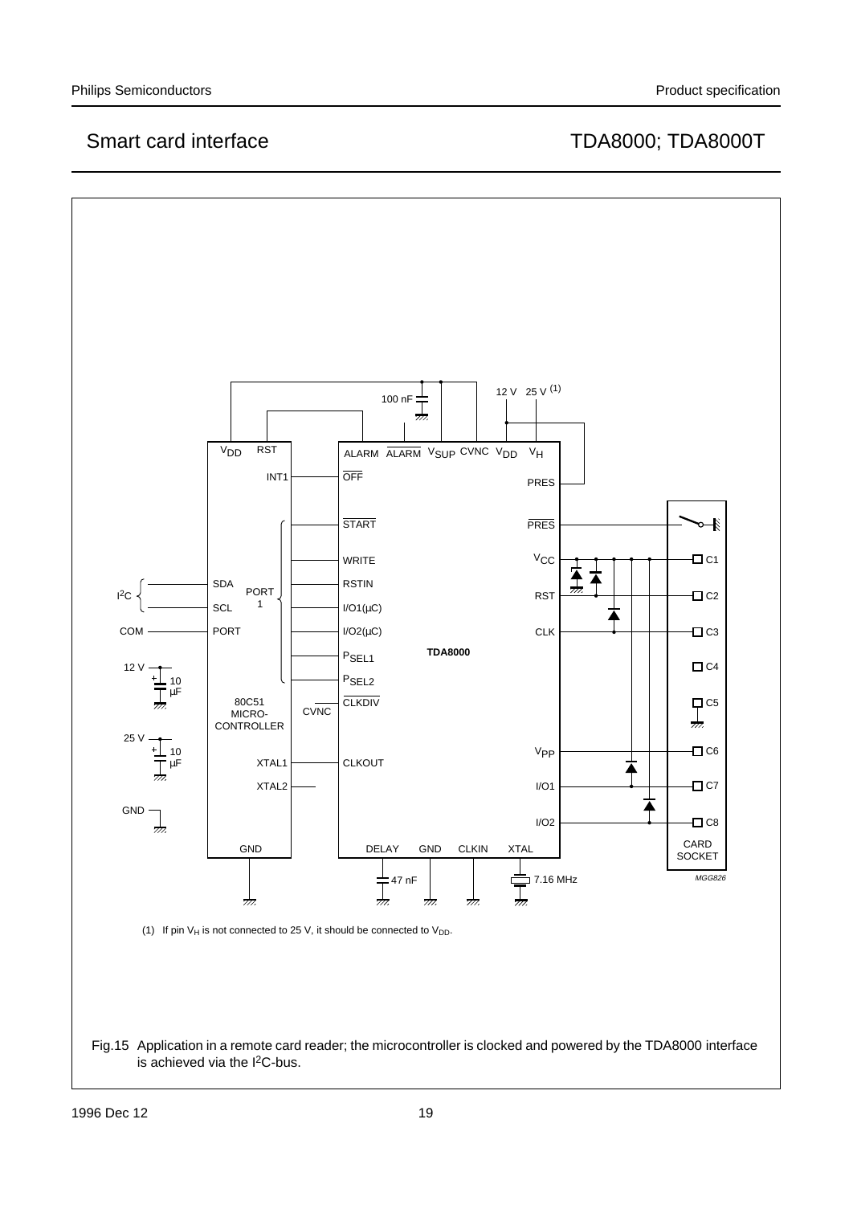(1) If pin $V_H$ is not connected to 25 V, it should be connected to $V_{DD}$.

Fig.15 Application in a remote card reader; the microcontroller is clocked and powered by the TDA8000 interface is achieved via the $I^2C$-bus.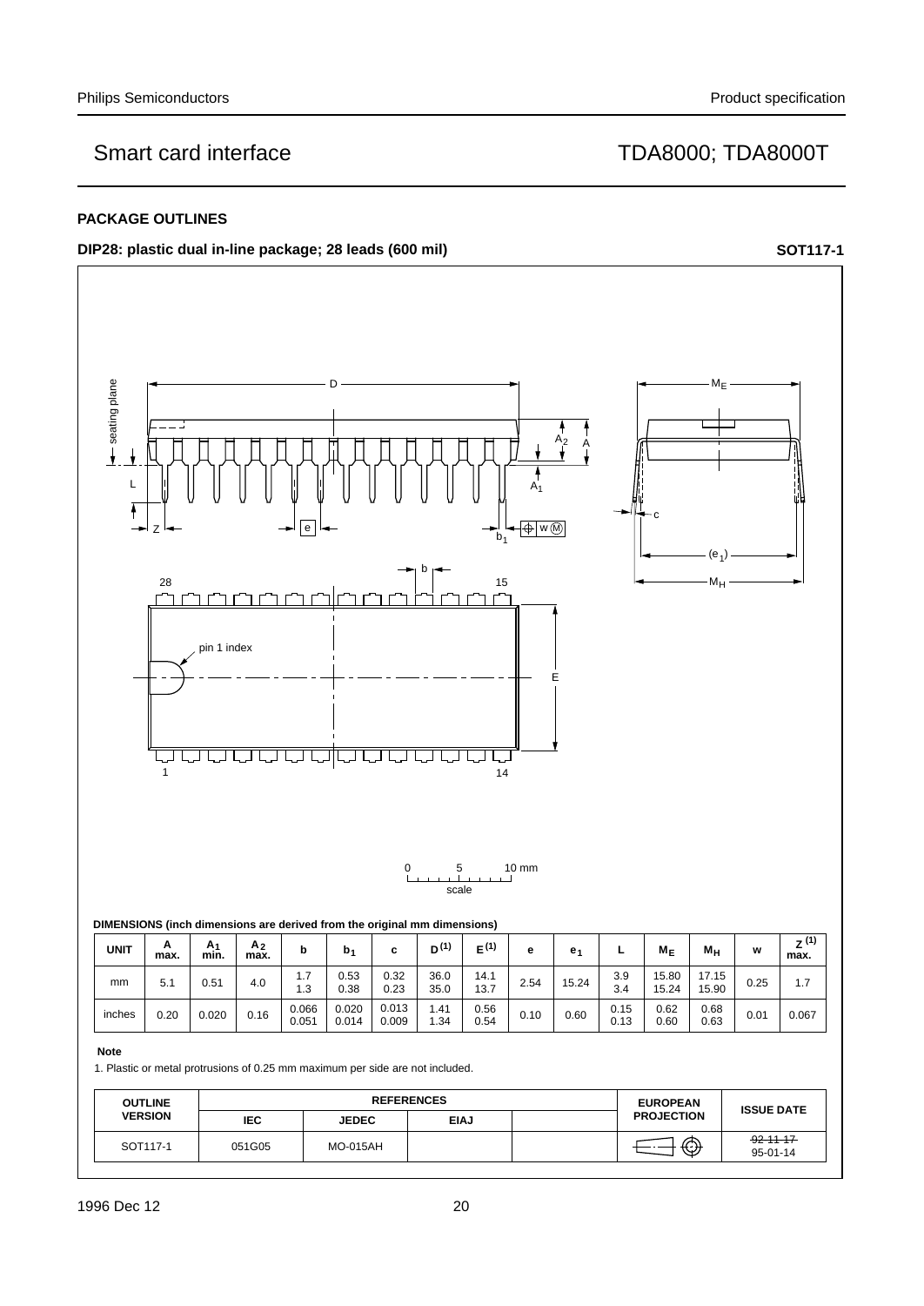## PACKAGE OUTLINES

**DIP28: plastic dual in-line package; 28 leads (600 mil)** **SOT117-1**

**DIMENSIONS (inch dimensions are derived from the original mm dimensions)**

| UNIT | A max. | $A_1$ min. | $A_2$ max. | b | $b_1$ | c | $D^{(1)}$ | $E^{(1)}$ | e | $e_1$ | L | $M_E$ | $M_H$ | w | $Z^{(1)}$ max. |
|---|---|---|---|---|---|---|---|---|---|---|---|---|---|---|---|
| mm | 5.1 | 0.51 | 4.0 | 1.7<br>1.3 | 0.53<br>0.38 | 0.32<br>0.23 | 36.0<br>35.0 | 14.1<br>13.7 | 2.54 | 15.24 | 3.9<br>3.4 | 15.80<br>15.24 | 17.15<br>15.90 | 0.25 | 1.7 |
| inches | 0.20 | 0.020 | 0.16 | 0.066<br>0.051 | 0.020<br>0.014 | 0.013<br>0.009 | 1.41<br>1.34 | 0.56<br>0.54 | 0.10 | 0.60 | 0.15<br>0.13 | 0.62<br>0.60 | 0.68<br>0.63 | 0.01 | 0.067 |

**Note**

1. Plastic or metal protrusions of 0.25 mm maximum per side are not included.

| OUTLINE VERSION | REFERENCES | | | | EUROPEAN PROJECTION | ISSUE DATE |
|---|---|---|---|---|---|---|
| | IEC | JEDEC | EIAJ | | | |
| SOT117-1 | 051G05 | MO-015AH | | | | ~~92-11-17~~<br>95-01-14 |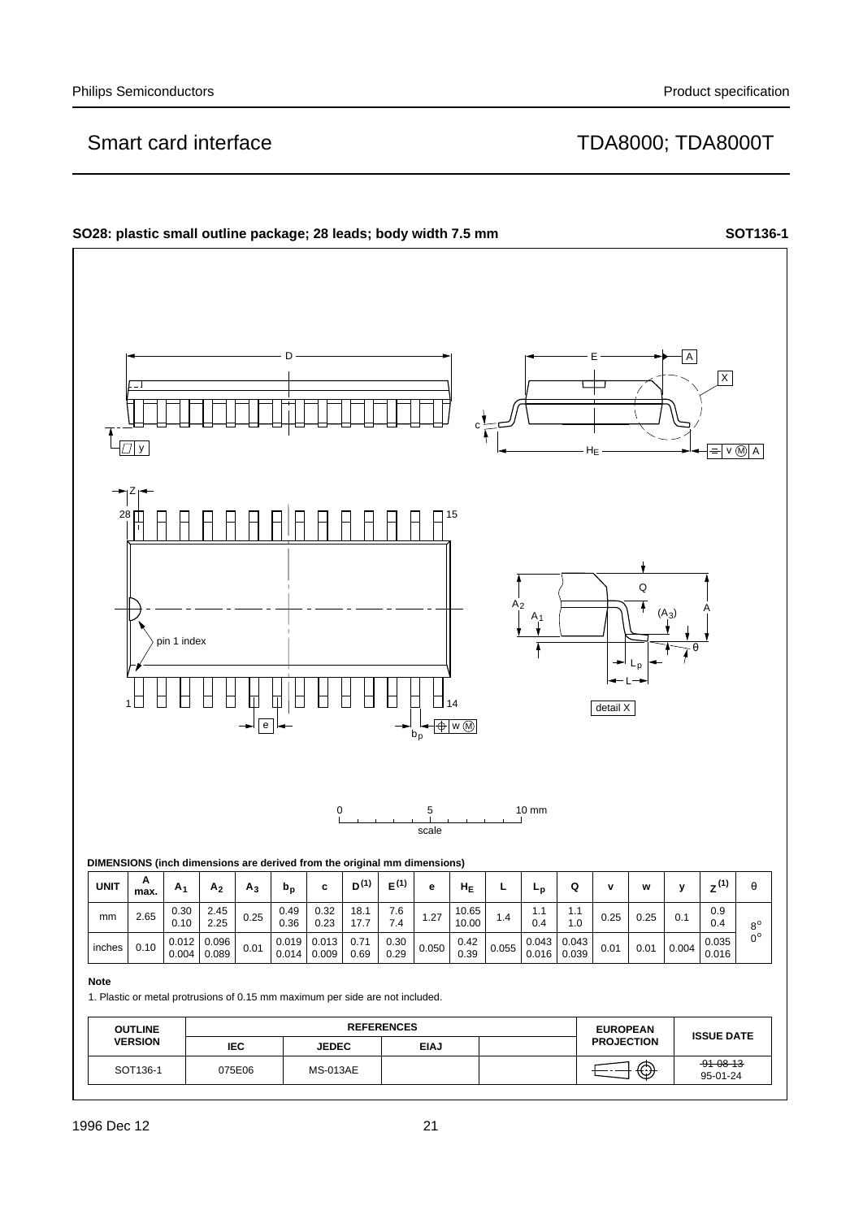## SO28: plastic small outline package; 28 leads; body width 7.5 mm

**SOT136-1**

DIMENSIONS (inch dimensions are derived from the original mm dimensions)

| UNIT | A max. | $A_1$ | $A_2$ | $A_3$ | $b_p$ | c | $D^{(1)}$ | $E^{(1)}$ | e | $H_E$ | L | $L_p$ | Q | v | w | y | $Z^{(1)}$ | θ |
|---|---|---|---|---|---|---|---|---|---|---|---|---|---|---|---|---|---|---|
| mm | 2.65 | 0.30 0.10 | 2.45 2.25 | 0.25 | 0.49 0.36 | 0.32 0.23 | 18.1 17.7 | 7.6 7.4 | 1.27 | 10.65 10.00 | 1.4 | 1.1 0.4 | 1.1 1.0 | 0.25 | 0.25 | 0.1 | 0.9 0.4 | 8° 0° |
| inches | 0.10 | 0.012 0.004 | 0.096 0.089 | 0.01 | 0.019 0.014 | 0.013 0.009 | 0.71 0.69 | 0.30 0.29 | 0.050 | 0.42 0.39 | 0.055 | 0.043 0.016 | 0.043 0.039 | 0.01 | 0.01 | 0.004 | 0.035 0.016 | |

**Note**

1. Plastic or metal protrusions of 0.15 mm maximum per side are not included.

| OUTLINE VERSION | REFERENCES | | | | EUROPEAN PROJECTION | ISSUE DATE |
|---|---|---|---|---|---|---|
| | IEC | JEDEC | EIAJ | | | |
| SOT136-1 | 075E06 | MS-013AE | | | | ~~91-08-13~~ 95-01-24 |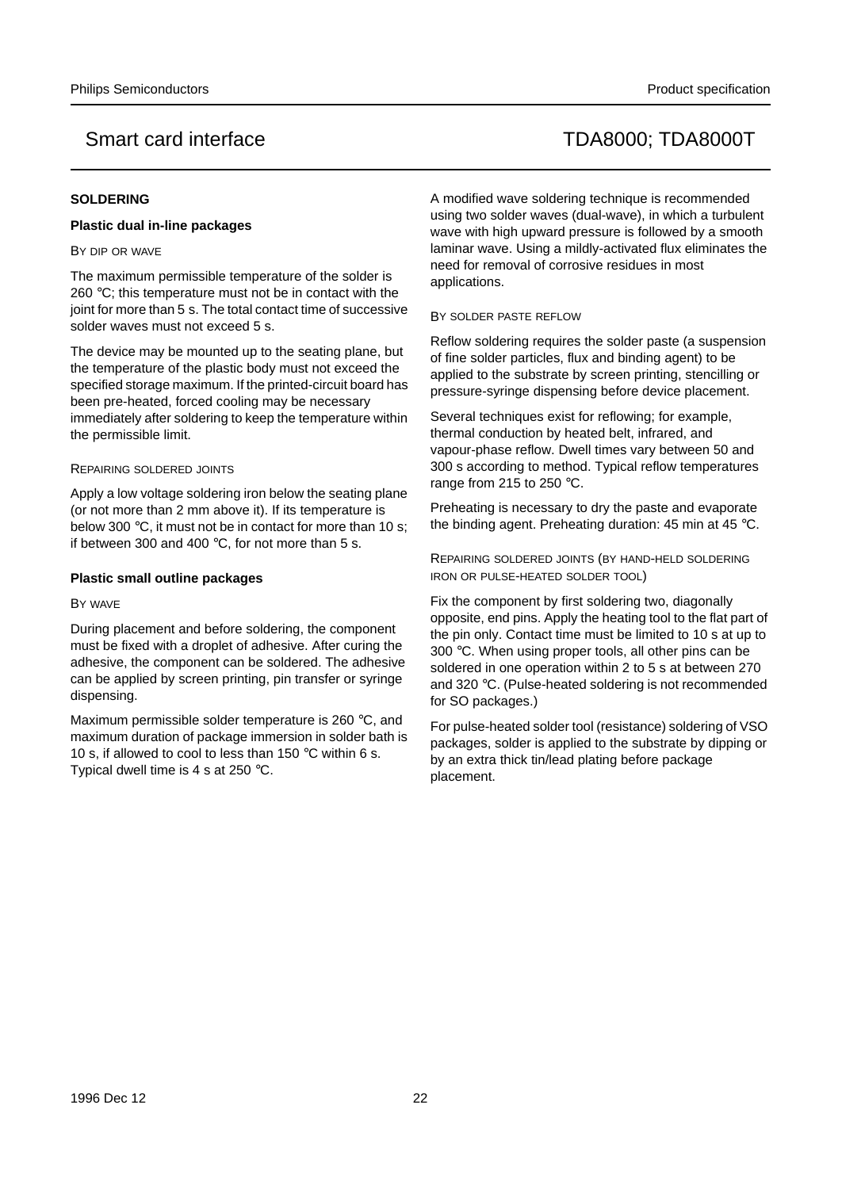## SOLDERING

### Plastic dual in-line packages

BY DIP OR WAVE

The maximum permissible temperature of the solder is 260 °C; this temperature must not be in contact with the joint for more than 5 s. The total contact time of successive solder waves must not exceed 5 s.

The device may be mounted up to the seating plane, but the temperature of the plastic body must not exceed the specified storage maximum. If the printed-circuit board has been pre-heated, forced cooling may be necessary immediately after soldering to keep the temperature within the permissible limit.

REPAIRING SOLDERED JOINTS

Apply a low voltage soldering iron below the seating plane (or not more than 2 mm above it). If its temperature is below 300 °C, it must not be in contact for more than 10 s; if between 300 and 400 °C, for not more than 5 s.

### Plastic small outline packages

BY WAVE

During placement and before soldering, the component must be fixed with a droplet of adhesive. After curing the adhesive, the component can be soldered. The adhesive can be applied by screen printing, pin transfer or syringe dispensing.

Maximum permissible solder temperature is 260 °C, and maximum duration of package immersion in solder bath is 10 s, if allowed to cool to less than 150 °C within 6 s. Typical dwell time is 4 s at 250 °C.

A modified wave soldering technique is recommended using two solder waves (dual-wave), in which a turbulent wave with high upward pressure is followed by a smooth laminar wave. Using a mildly-activated flux eliminates the need for removal of corrosive residues in most applications.

BY SOLDER PASTE REFLOW

Reflow soldering requires the solder paste (a suspension of fine solder particles, flux and binding agent) to be applied to the substrate by screen printing, stencilling or pressure-syringe dispensing before device placement.

Several techniques exist for reflowing; for example, thermal conduction by heated belt, infrared, and vapour-phase reflow. Dwell times vary between 50 and 300 s according to method. Typical reflow temperatures range from 215 to 250 °C.

Preheating is necessary to dry the paste and evaporate the binding agent. Preheating duration: 45 min at 45 °C.

REPAIRING SOLDERED JOINTS (BY HAND-HELD SOLDERING IRON OR PULSE-HEATED SOLDER TOOL)

Fix the component by first soldering two, diagonally opposite, end pins. Apply the heating tool to the flat part of the pin only. Contact time must be limited to 10 s at up to 300 °C. When using proper tools, all other pins can be soldered in one operation within 2 to 5 s at between 270 and 320 °C. (Pulse-heated soldering is not recommended for SO packages.)

For pulse-heated solder tool (resistance) soldering of VSO packages, solder is applied to the substrate by dipping or by an extra thick tin/lead plating before package placement.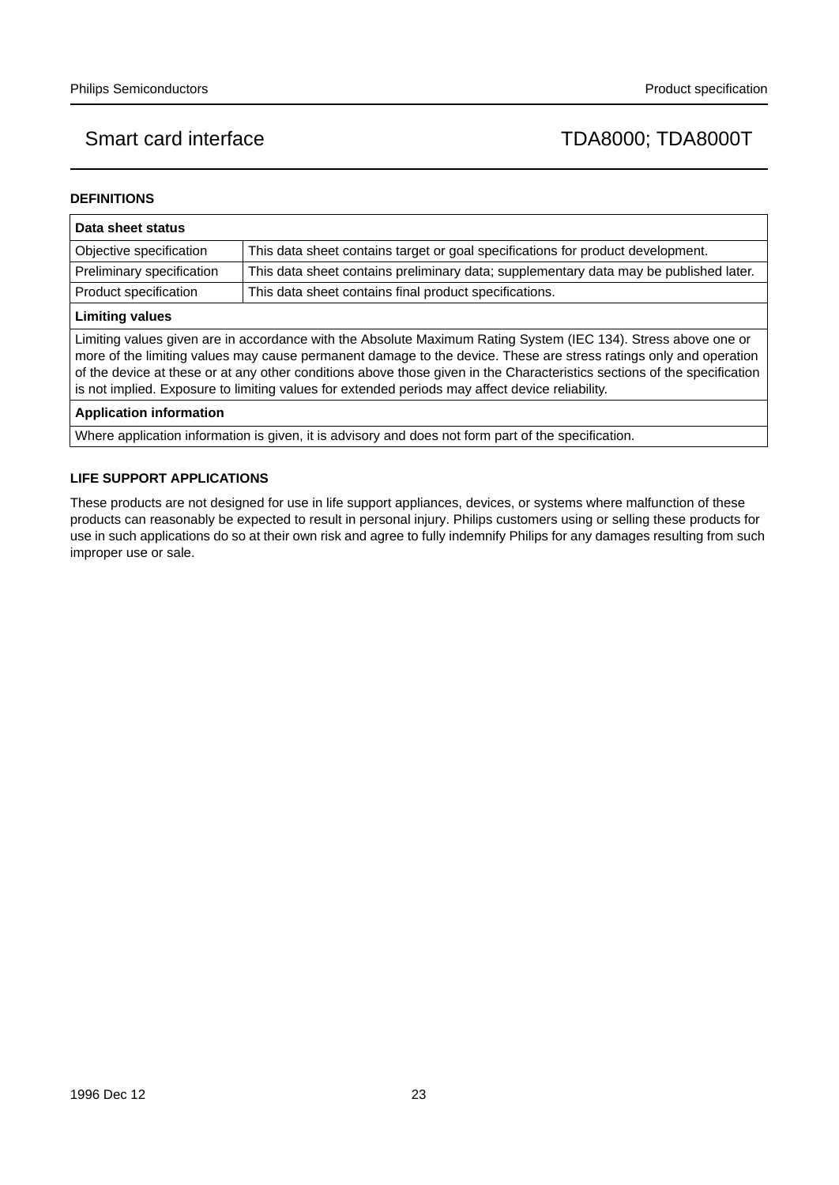## DEFINITIONS

| Data sheet status | |
|---|---|
| Objective specification | This data sheet contains target or goal specifications for product development. |
| Preliminary specification | This data sheet contains preliminary data; supplementary data may be published later. |
| Product specification | This data sheet contains final product specifications. |
| **Limiting values** | |
| Limiting values given are in accordance with the Absolute Maximum Rating System (IEC 134). Stress above one or more of the limiting values may cause permanent damage to the device. These are stress ratings only and operation of the device at these or at any other conditions above those given in the Characteristics sections of the specification is not implied. Exposure to limiting values for extended periods may affect device reliability. | |
| **Application information** | |
| Where application information is given, it is advisory and does not form part of the specification. | |

## LIFE SUPPORT APPLICATIONS

These products are not designed for use in life support appliances, devices, or systems where malfunction of these products can reasonably be expected to result in personal injury. Philips customers using or selling these products for use in such applications do so at their own risk and agree to fully indemnify Philips for any damages resulting from such improper use or sale.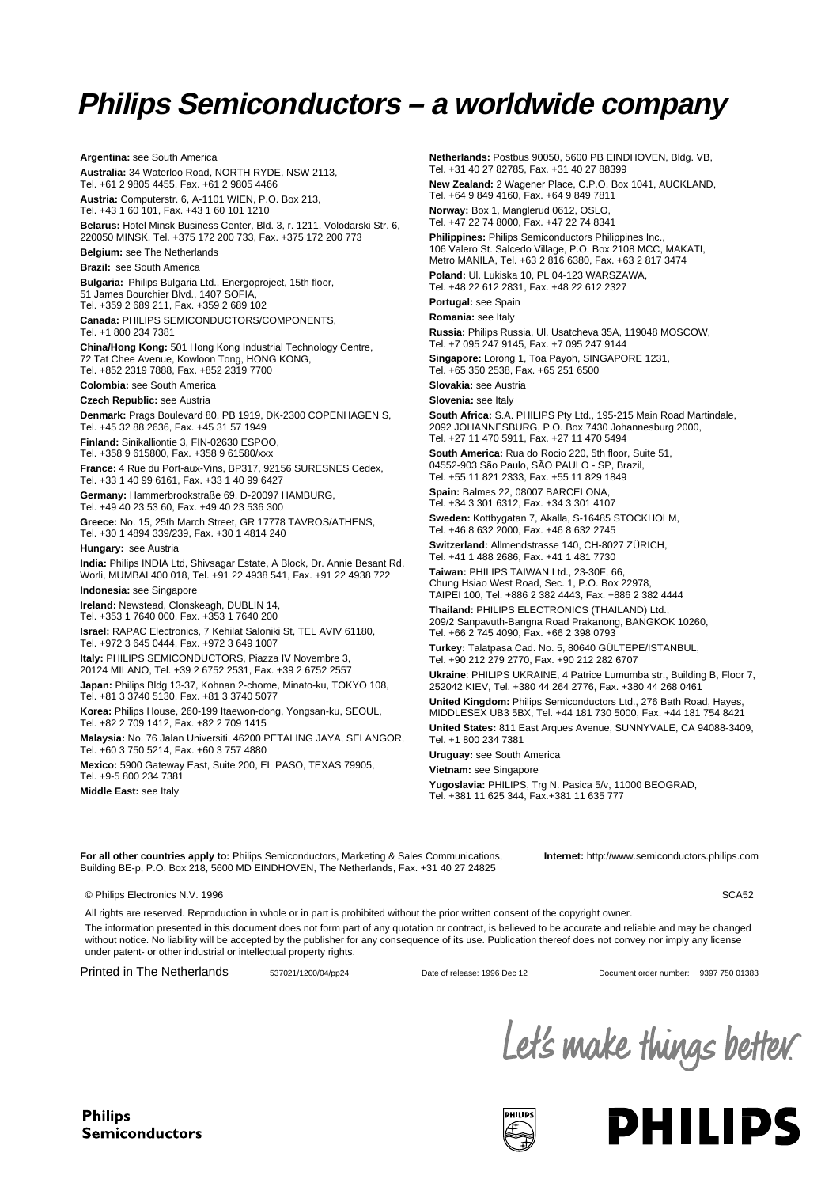# Philips Semiconductors – a worldwide company

**Argentina:** see South America

**Australia:** 34 Waterloo Road, NORTH RYDE, NSW 2113, Tel. +61 2 9805 4455, Fax. +61 2 9805 4466

**Austria:** Computerstr. 6, A-1101 WIEN, P.O. Box 213, Tel. +43 1 60 101, Fax. +43 1 60 101 1210

**Belarus:** Hotel Minsk Business Center, Bld. 3, r. 1211, Volodarski Str. 6, 220050 MINSK, Tel. +375 172 200 733, Fax. +375 172 200 773

**Belgium:** see The Netherlands

**Brazil:** see South America

**Bulgaria:** Philips Bulgaria Ltd., Energoproject, 15th floor, 51 James Bourchier Blvd., 1407 SOFIA, Tel. +359 2 689 211, Fax. +359 2 689 102

**Canada:** PHILIPS SEMICONDUCTORS/COMPONENTS, Tel. +1 800 234 7381

**China/Hong Kong:** 501 Hong Kong Industrial Technology Centre, 72 Tat Chee Avenue, Kowloon Tong, HONG KONG, Tel. +852 2319 7888, Fax. +852 2319 7700

**Colombia:** see South America

**Czech Republic:** see Austria

**Denmark:** Prags Boulevard 80, PB 1919, DK-2300 COPENHAGEN S, Tel. +45 32 88 2636, Fax. +45 31 57 1949

**Finland:** Sinikalliontie 3, FIN-02630 ESPOO, Tel. +358 9 615800, Fax. +358 9 61580/xxx

**France:** 4 Rue du Port-aux-Vins, BP317, 92156 SURESNES Cedex, Tel. +33 1 40 99 6161, Fax. +33 1 40 99 6427

**Germany:** Hammerbrookstraße 69, D-20097 HAMBURG, Tel. +49 40 23 53 60, Fax. +49 40 23 536 300

**Greece:** No. 15, 25th March Street, GR 17778 TAVROS/ATHENS, Tel. +30 1 4894 339/239, Fax. +30 1 4814 240

**Hungary:** see Austria

**India:** Philips INDIA Ltd, Shivsagar Estate, A Block, Dr. Annie Besant Rd. Worli, MUMBAI 400 018, Tel. +91 22 4938 541, Fax. +91 22 4938 722

**Indonesia:** see Singapore

**Ireland:** Newstead, Clonskeagh, DUBLIN 14, Tel. +353 1 7640 000, Fax. +353 1 7640 200

**Israel:** RAPAC Electronics, 7 Kehilat Saloniki St, TEL AVIV 61180, Tel. +972 3 645 0444, Fax. +972 3 649 1007

**Italy:** PHILIPS SEMICONDUCTORS, Piazza IV Novembre 3, 20124 MILANO, Tel. +39 2 6752 2531, Fax. +39 2 6752 2557

**Japan:** Philips Bldg 13-37, Kohnan 2-chome, Minato-ku, TOKYO 108, Tel. +81 3 3740 5130, Fax. +81 3 3740 5077

**Korea:** Philips House, 260-199 Itaewon-dong, Yongsan-ku, SEOUL, Tel. +82 2 709 1412, Fax. +82 2 709 1415

**Malaysia:** No. 76 Jalan Universiti, 46200 PETALING JAYA, SELANGOR, Tel. +60 3 750 5214, Fax. +60 3 757 4880

**Mexico:** 5900 Gateway East, Suite 200, EL PASO, TEXAS 79905, Tel. +9-5 800 234 7381

**Middle East:** see Italy

**Netherlands:** Postbus 90050, 5600 PB EINDHOVEN, Bldg. VB, Tel. +31 40 27 82785, Fax. +31 40 27 88399

**New Zealand:** 2 Wagener Place, C.P.O. Box 1041, AUCKLAND, Tel. +64 9 849 4160, Fax. +64 9 849 7811

**Norway:** Box 1, Manglerud 0612, OSLO, Tel. +47 22 74 8000, Fax. +47 22 74 8341

**Philippines:** Philips Semiconductors Philippines Inc., 106 Valero St. Salcedo Village, P.O. Box 2108 MCC, MAKATI, Metro MANILA, Tel. +63 2 816 6380, Fax. +63 2 817 3474

**Poland:** Ul. Lukiska 10, PL 04-123 WARSZAWA, Tel. +48 22 612 2831, Fax. +48 22 612 2327

**Portugal:** see Spain

**Romania:** see Italy

**Russia:** Philips Russia, Ul. Usatcheva 35A, 119048 MOSCOW, Tel. +7 095 247 9145, Fax. +7 095 247 9144

**Singapore:** Lorong 1, Toa Payoh, SINGAPORE 1231, Tel. +65 350 2538, Fax. +65 251 6500

**Slovakia:** see Austria

**Slovenia:** see Italy

**South Africa:** S.A. PHILIPS Pty Ltd., 195-215 Main Road Martindale, 2092 JOHANNESBURG, P.O. Box 7430 Johannesburg 2000, Tel. +27 11 470 5911, Fax. +27 11 470 5494

**South America:** Rua do Rocio 220, 5th floor, Suite 51, 04552-903 São Paulo, SÃO PAULO - SP, Brazil, Tel. +55 11 821 2333, Fax. +55 11 829 1849

**Spain:** Balmes 22, 08007 BARCELONA, Tel. +34 3 301 6312, Fax. +34 3 301 4107

**Sweden:** Kottbygatan 7, Akalla, S-16485 STOCKHOLM, Tel. +46 8 632 2000, Fax. +46 8 632 2745

**Switzerland:** Allmendstrasse 140, CH-8027 ZÜRICH, Tel. +41 1 488 2686, Fax. +41 1 481 7730

**Taiwan:** PHILIPS TAIWAN Ltd., 23-30F, 66, Chung Hsiao West Road, Sec. 1, P.O. Box 22978, TAIPEI 100, Tel. +886 2 382 4443, Fax. +886 2 382 4444

**Thailand:** PHILIPS ELECTRONICS (THAILAND) Ltd., 209/2 Sanpavuth-Bangna Road Prakanong, BANGKOK 10260, Tel. +66 2 745 4090, Fax. +66 2 398 0793

**Turkey:** Talatpasa Cad. No. 5, 80640 GÜLTEPE/ISTANBUL, Tel. +90 212 279 2770, Fax. +90 212 282 6707

**Ukraine**: PHILIPS UKRAINE, 4 Patrice Lumumba str., Building B, Floor 7, 252042 KIEV, Tel. +380 44 264 2776, Fax. +380 44 268 0461

**United Kingdom:** Philips Semiconductors Ltd., 276 Bath Road, Hayes, MIDDLESEX UB3 5BX, Tel. +44 181 730 5000, Fax. +44 181 754 8421

**United States:** 811 East Arques Avenue, SUNNYVALE, CA 94088-3409, Tel. +1 800 234 7381

**Uruguay:** see South America

**Vietnam:** see Singapore

**Yugoslavia:** PHILIPS, Trg N. Pasica 5/v, 11000 BEOGRAD, Tel. +381 11 625 344, Fax.+381 11 635 777

**For all other countries apply to:** Philips Semiconductors, Marketing & Sales Communications, Building BE-p, P.O. Box 218, 5600 MD EINDHOVEN, The Netherlands, Fax. +31 40 27 24825

**Internet:** http://www.semiconductors.philips.com

© Philips Electronics N.V. 1996

SCA52

All rights are reserved. Reproduction in whole or in part is prohibited without the prior written consent of the copyright owner.

The information presented in this document does not form part of any quotation or contract, is believed to be accurate and reliable and may be changed without notice. No liability will be accepted by the publisher for any consequence of its use. Publication thereof does not convey nor imply any license under patent- or other industrial or intellectual property rights.

Printed in The Netherlands

537021/1200/04/pp24

Date of release: 1996 Dec 12

Document order number: 9397 750 01383

Let's make things better.

Philips Semiconductors

PHILIPS